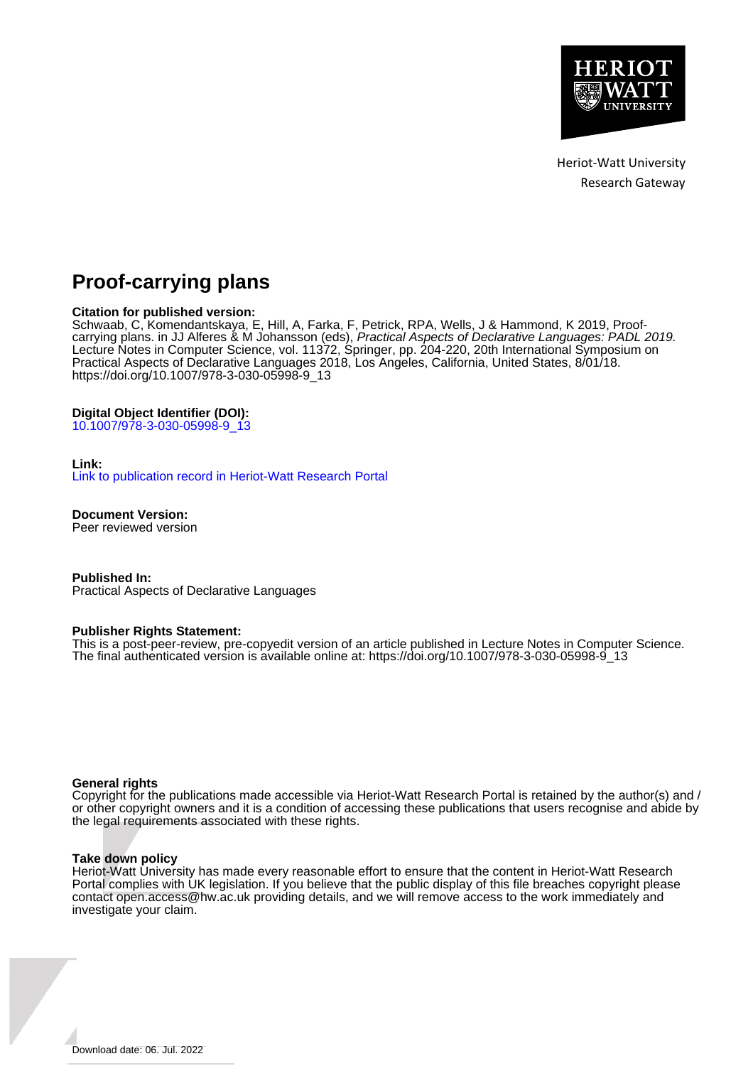Heriot-Watt University
Research Gateway

# Proof-carrying plans

**Citation for published version:**
Schwaab, C, Komendantskaya, E, Hill, A, Farka, F, Petrick, RPA, Wells, J & Hammond, K 2019, Proof-carrying plans. in JJ Alferes & M Johansson (eds), *Practical Aspects of Declarative Languages: PADL 2019.* Lecture Notes in Computer Science, vol. 11372, Springer, pp. 204-220, 20th International Symposium on Practical Aspects of Declarative Languages 2018, Los Angeles, California, United States, 8/01/18. https://doi.org/10.1007/978-3-030-05998-9_13

**Digital Object Identifier (DOI):**
10.1007/978-3-030-05998-9_13

**Link:**
Link to publication record in Heriot-Watt Research Portal

**Document Version:**
Peer reviewed version

**Published In:**
Practical Aspects of Declarative Languages

**Publisher Rights Statement:**
This is a post-peer-review, pre-copyedit version of an article published in Lecture Notes in Computer Science. The final authenticated version is available online at: https://doi.org/10.1007/978-3-030-05998-9_13

**General rights**
Copyright for the publications made accessible via Heriot-Watt Research Portal is retained by the author(s) and / or other copyright owners and it is a condition of accessing these publications that users recognise and abide by the legal requirements associated with these rights.

**Take down policy**
Heriot-Watt University has made every reasonable effort to ensure that the content in Heriot-Watt Research Portal complies with UK legislation. If you believe that the public display of this file breaches copyright please contact open.access@hw.ac.uk providing details, and we will remove access to the work immediately and investigate your claim.

Download date: 06. Jul. 2022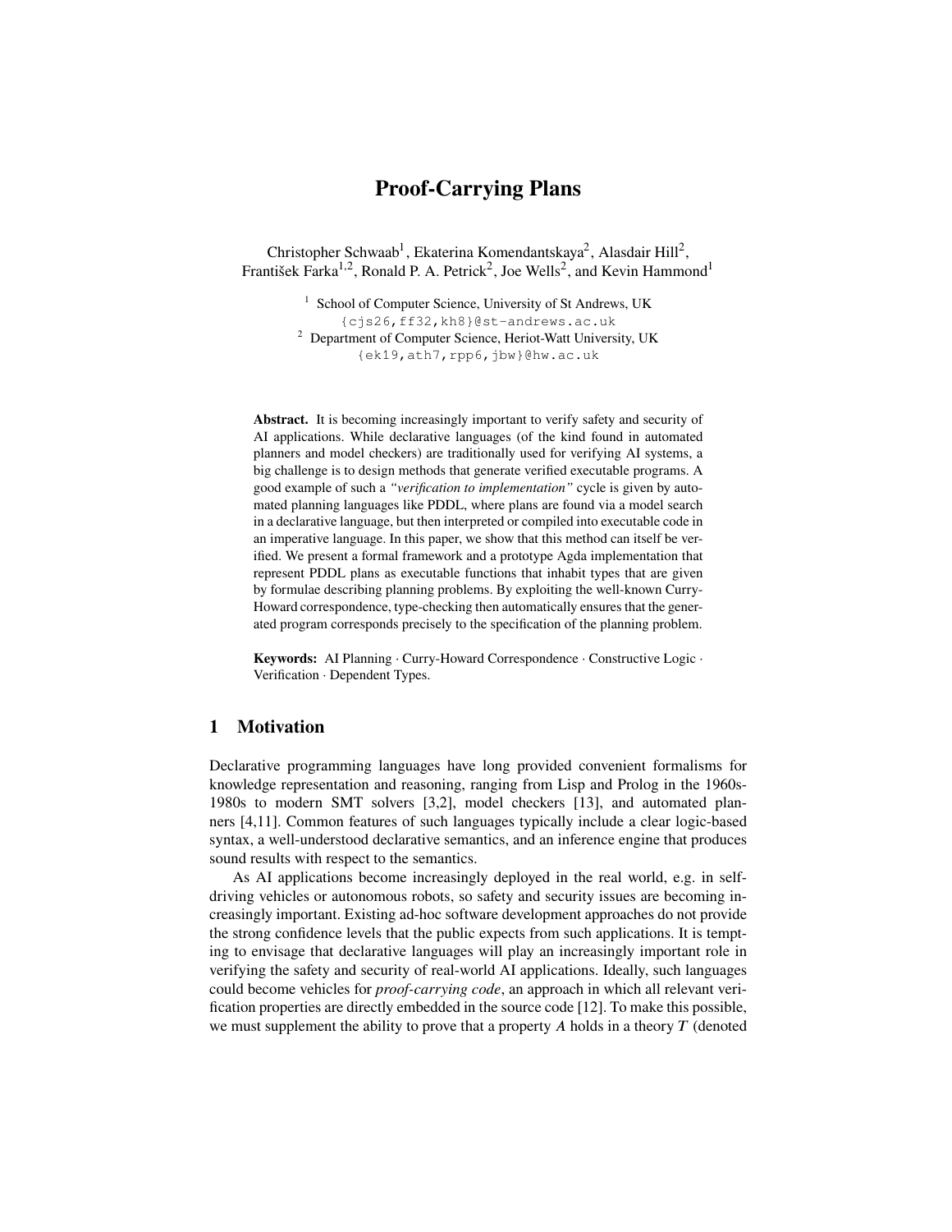# Proof-Carrying Plans

Christopher Schwaab[1], Ekaterina Komendantskaya[2], Alasdair Hill[2], František Farka[1,2], Ronald P. A. Petrick[2], Joe Wells[2], and Kevin Hammond[1]

[1] School of Computer Science, University of St Andrews, UK
{cjs26,ff32,kh8}@st-andrews.ac.uk
[2] Department of Computer Science, Heriot-Watt University, UK
{ek19,ath7,rpp6,jbw}@hw.ac.uk

**Abstract.** It is becoming increasingly important to verify safety and security of AI applications. While declarative languages (of the kind found in automated planners and model checkers) are traditionally used for verifying AI systems, a big challenge is to design methods that generate verified executable programs. A good example of such a *"verification to implementation"* cycle is given by automated planning languages like PDDL, where plans are found via a model search in a declarative language, but then interpreted or compiled into executable code in an imperative language. In this paper, we show that this method can itself be verified. We present a formal framework and a prototype Agda implementation that represent PDDL plans as executable functions that inhabit types that are given by formulae describing planning problems. By exploiting the well-known Curry-Howard correspondence, type-checking then automatically ensures that the generated program corresponds precisely to the specification of the planning problem.

**Keywords:** AI Planning · Curry-Howard Correspondence · Constructive Logic · Verification · Dependent Types.

## 1 Motivation

Declarative programming languages have long provided convenient formalisms for knowledge representation and reasoning, ranging from Lisp and Prolog in the 1960s-1980s to modern SMT solvers [3,2], model checkers [13], and automated planners [4,11]. Common features of such languages typically include a clear logic-based syntax, a well-understood declarative semantics, and an inference engine that produces sound results with respect to the semantics.

As AI applications become increasingly deployed in the real world, e.g. in self-driving vehicles or autonomous robots, so safety and security issues are becoming increasingly important. Existing ad-hoc software development approaches do not provide the strong confidence levels that the public expects from such applications. It is tempting to envisage that declarative languages will play an increasingly important role in verifying the safety and security of real-world AI applications. Ideally, such languages could become vehicles for *proof-carrying code*, an approach in which all relevant verification properties are directly embedded in the source code [12]. To make this possible, we must supplement the ability to prove that a property $A$ holds in a theory $T$ (denoted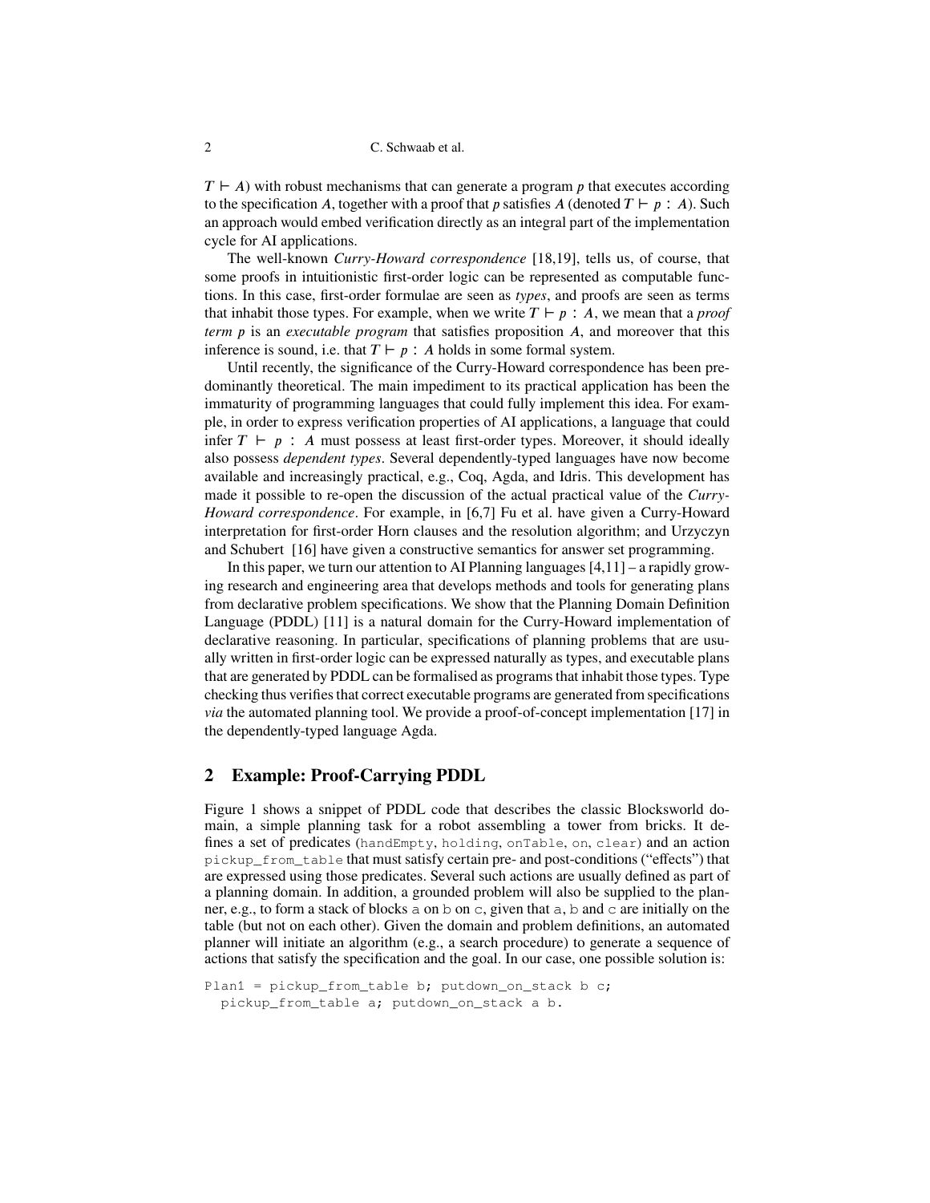$T \vdash A$) with robust mechanisms that can generate a program $p$ that executes according to the specification $A$, together with a proof that $p$ satisfies $A$ (denoted $T \vdash p : A$). Such an approach would embed verification directly as an integral part of the implementation cycle for AI applications.

The well-known *Curry-Howard correspondence* [18,19], tells us, of course, that some proofs in intuitionistic first-order logic can be represented as computable functions. In this case, first-order formulae are seen as *types*, and proofs are seen as terms that inhabit those types. For example, when we write $T \vdash p : A$, we mean that a *proof term p* is an *executable program* that satisfies proposition $A$, and moreover that this inference is sound, i.e. that $T \vdash p : A$ holds in some formal system.

Until recently, the significance of the Curry-Howard correspondence has been predominantly theoretical. The main impediment to its practical application has been the immaturity of programming languages that could fully implement this idea. For example, in order to express verification properties of AI applications, a language that could infer $T \vdash p : A$ must possess at least first-order types. Moreover, it should ideally also possess *dependent types*. Several dependently-typed languages have now become available and increasingly practical, e.g., Coq, Agda, and Idris. This development has made it possible to re-open the discussion of the actual practical value of the *Curry-Howard correspondence*. For example, in [6,7] Fu et al. have given a Curry-Howard interpretation for first-order Horn clauses and the resolution algorithm; and Urzyczyn and Schubert [16] have given a constructive semantics for answer set programming.

In this paper, we turn our attention to AI Planning languages [4,11] – a rapidly growing research and engineering area that develops methods and tools for generating plans from declarative problem specifications. We show that the Planning Domain Definition Language (PDDL) [11] is a natural domain for the Curry-Howard implementation of declarative reasoning. In particular, specifications of planning problems that are usually written in first-order logic can be expressed naturally as types, and executable plans that are generated by PDDL can be formalised as programs that inhabit those types. Type checking thus verifies that correct executable programs are generated from specifications *via* the automated planning tool. We provide a proof-of-concept implementation [17] in the dependently-typed language Agda.

## 2 Example: Proof-Carrying PDDL

Figure 1 shows a snippet of PDDL code that describes the classic Blocksworld domain, a simple planning task for a robot assembling a tower from bricks. It defines a set of predicates (`handEmpty`, `holding`, `onTable`, `on`, `clear`) and an action `pickup_from_table` that must satisfy certain pre- and post-conditions ("effects") that are expressed using those predicates. Several such actions are usually defined as part of a planning domain. In addition, a grounded problem will also be supplied to the planner, e.g., to form a stack of blocks `a` on `b` on `c`, given that `a`, `b` and `c` are initially on the table (but not on each other). Given the domain and problem definitions, an automated planner will initiate an algorithm (e.g., a search procedure) to generate a sequence of actions that satisfy the specification and the goal. In our case, one possible solution is:

```
Plan1 = pickup_from_table b; putdown_on_stack b c;
  pickup_from_table a; putdown_on_stack a b.
```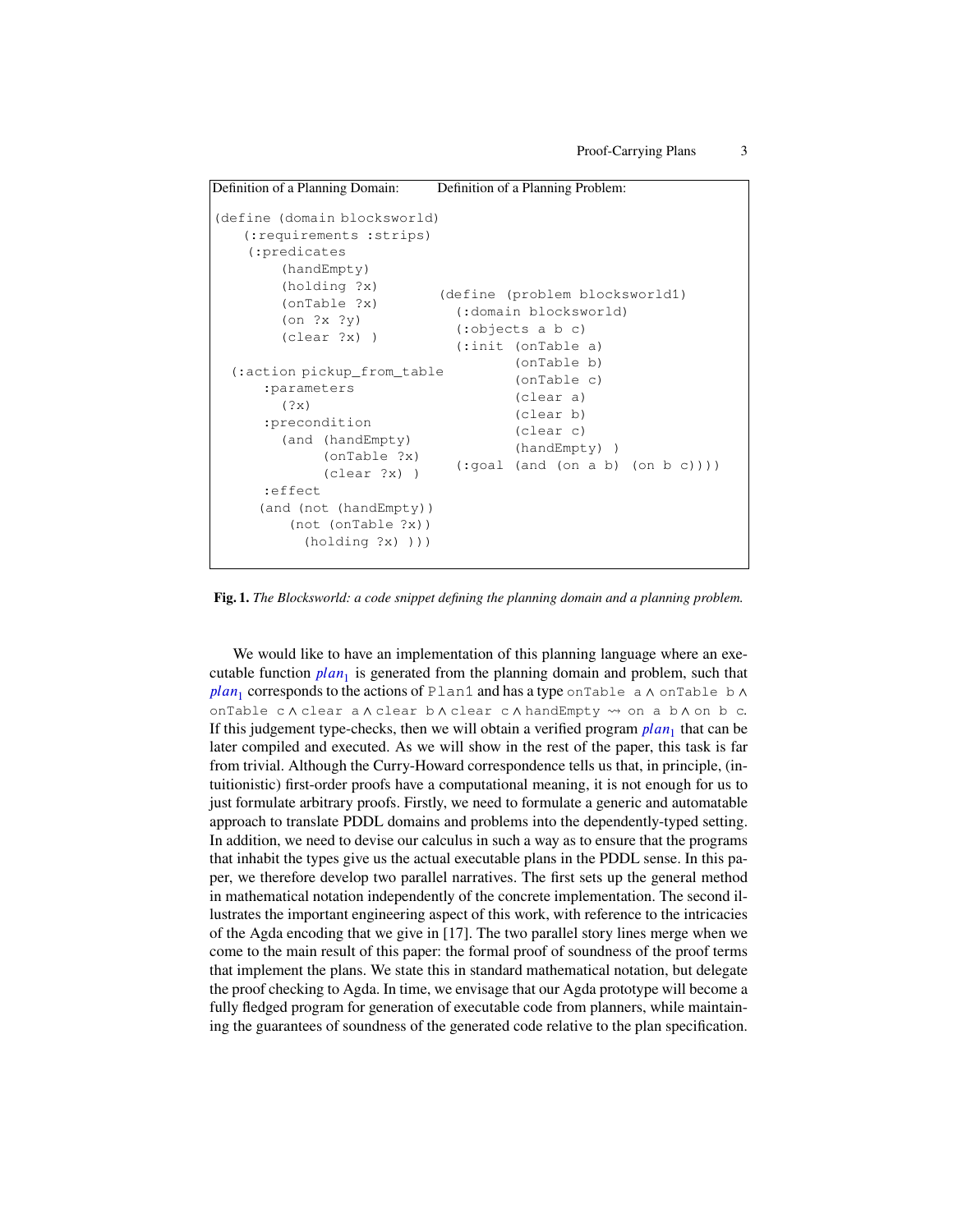Definition of a Planning Domain:

```
(define (domain blocksworld)
   (:requirements :strips)
    (:predicates
        (handEmpty)
        (holding ?x)
        (onTable ?x)
        (on ?x ?y)
        (clear ?x) )

  (:action pickup_from_table
      :parameters
        (?x)
      :precondition
        (and (handEmpty)
             (onTable ?x)
             (clear ?x) )
      :effect
      (and (not (handEmpty))
          (not (onTable ?x))
            (holding ?x) )))
```

Definition of a Planning Problem:

```
(define (problem blocksworld1)
  (:domain blocksworld)
  (:objects a b c)
  (:init (onTable a)
         (onTable b)
         (onTable c)
         (clear a)
         (clear b)
         (clear c)
         (handEmpty) )
  (:goal (and (on a b) (on b c))))
```

**Fig. 1.** *The Blocksworld: a code snippet defining the planning domain and a planning problem.*

We would like to have an implementation of this planning language where an executable function $plan_1$ is generated from the planning domain and problem, such that $plan_1$ corresponds to the actions of `Plan1` and has a type `onTable a` ∧ `onTable b` ∧ `onTable c` ∧ `clear a` ∧ `clear b` ∧ `clear c` ∧ `handEmpty` ⇝ `on a b` ∧ `on b c`. If this judgement type-checks, then we will obtain a verified program $plan_1$ that can be later compiled and executed. As we will show in the rest of the paper, this task is far from trivial. Although the Curry-Howard correspondence tells us that, in principle, (intuitionistic) first-order proofs have a computational meaning, it is not enough for us to just formulate arbitrary proofs. Firstly, we need to formulate a generic and automatable approach to translate PDDL domains and problems into the dependently-typed setting. In addition, we need to devise our calculus in such a way as to ensure that the programs that inhabit the types give us the actual executable plans in the PDDL sense. In this paper, we therefore develop two parallel narratives. The first sets up the general method in mathematical notation independently of the concrete implementation. The second illustrates the important engineering aspect of this work, with reference to the intricacies of the Agda encoding that we give in [17]. The two parallel story lines merge when we come to the main result of this paper: the formal proof of soundness of the proof terms that implement the plans. We state this in standard mathematical notation, but delegate the proof checking to Agda. In time, we envisage that our Agda prototype will become a fully fledged program for generation of executable code from planners, while maintaining the guarantees of soundness of the generated code relative to the plan specification.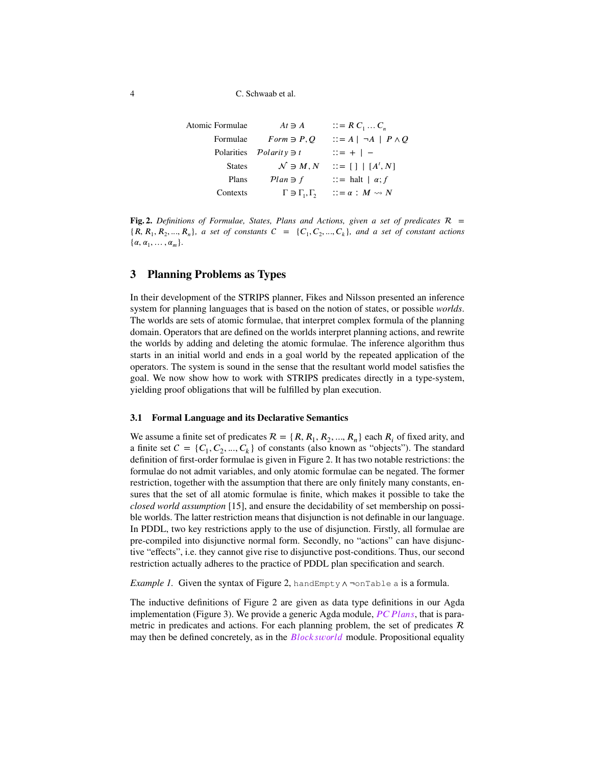| | | |
|---|---|---|
| Atomic Formulae | $At \ni A$ | $::= R\ C_1 \ldots C_n$ |
| Formulae | $Form \ni P, Q$ | $::= A \mid \neg A \mid P \wedge Q$ |
| Polarities | $\mathcal{P}olarity \ni t$ | $::= + \mid -$ |
| States | $\mathcal{N} \ni M, N$ | $::= [\,] \mid [A^t, N]$ |
| Plans | $\mathcal{P}lan \ni f$ | $::= \text{halt} \mid \alpha; f$ |
| Contexts | $\Gamma \ni \Gamma_1, \Gamma_2$ | $::= \alpha : M \rightsquigarrow N$ |

**Fig. 2.** *Definitions of Formulae, States, Plans and Actions, given a set of predicates* $\mathcal{R} = \{R, R_1, R_2, ..., R_n\}$*, a set of constants* $C = \{C_1, C_2, ..., C_k\}$*, and a set of constant actions* $\{\alpha, \alpha_1, \ldots, \alpha_m\}$*.*

## 3 Planning Problems as Types

In their development of the STRIPS planner, Fikes and Nilsson presented an inference system for planning languages that is based on the notion of states, or possible *worlds*. The worlds are sets of atomic formulae, that interpret complex formula of the planning domain. Operators that are defined on the worlds interpret planning actions, and rewrite the worlds by adding and deleting the atomic formulae. The inference algorithm thus starts in an initial world and ends in a goal world by the repeated application of the operators. The system is sound in the sense that the resultant world model satisfies the goal. We now show how to work with STRIPS predicates directly in a type-system, yielding proof obligations that will be fulfilled by plan execution.

### 3.1 Formal Language and its Declarative Semantics

We assume a finite set of predicates $\mathcal{R} = \{R, R_1, R_2, ..., R_n\}$ each $R_i$ of fixed arity, and a finite set $C = \{C_1, C_2, ..., C_k\}$ of constants (also known as "objects"). The standard definition of first-order formulae is given in Figure 2. It has two notable restrictions: the formulae do not admit variables, and only atomic formulae can be negated. The former restriction, together with the assumption that there are only finitely many constants, ensures that the set of all atomic formulae is finite, which makes it possible to take the *closed world assumption* [15], and ensure the decidability of set membership on possible worlds. The latter restriction means that disjunction is not definable in our language. In PDDL, two key restrictions apply to the use of disjunction. Firstly, all formulae are pre-compiled into disjunctive normal form. Secondly, no "actions" can have disjunctive "effects", i.e. they cannot give rise to disjunctive post-conditions. Thus, our second restriction actually adheres to the practice of PDDL plan specification and search.

*Example 1.* Given the syntax of Figure 2, `handEmpty` $\wedge\ \neg$`onTable a` is a formula.

The inductive definitions of Figure 2 are given as data type definitions in our Agda implementation (Figure 3). We provide a generic Agda module, *PCPlans*, that is parametric in predicates and actions. For each planning problem, the set of predicates $\mathcal{R}$ may then be defined concretely, as in the *Blocksworld* module. Propositional equality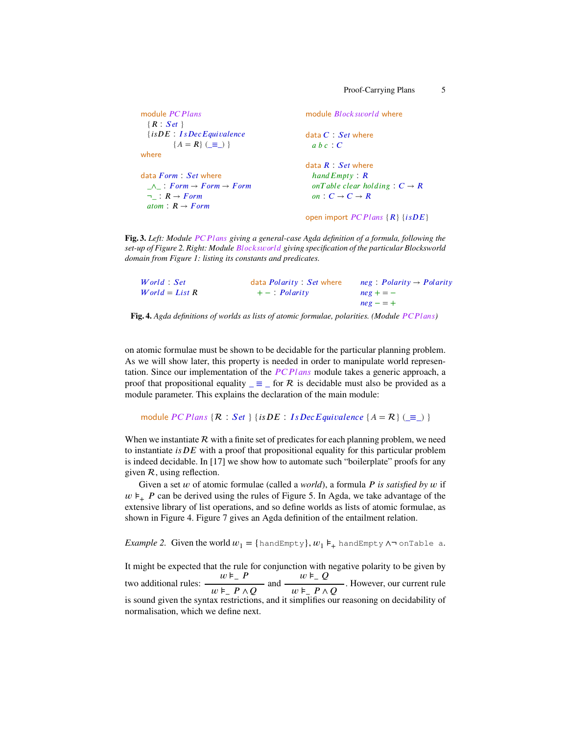```
module PCPlans
  {R : Set }
  {isDE : IsDecEquivalence
          {A = R} (_≡_) }
where

data Form : Set where
  _∧_ : Form → Form → Form
  ¬_ : R → Form
  atom : R → Form
```

```
module Blocksworld where

data C : Set where
  a b c : C

data R : Set where
  handEmpty : R
  onTable clear holding : C → R
  on : C → C → R

open import PCPlans {R} {isDE}
```

**Fig. 3.** *Left: Module PCPlans giving a general-case Agda definition of a formula, following the set-up of Figure 2. Right: Module Blocksworld giving specification of the particular Blocksworld domain from Figure 1: listing its constants and predicates.*

```
World : Set
World = List R

data Polarity : Set where
  + - : Polarity

neg : Polarity → Polarity
neg + = -
neg - = +
```

**Fig. 4.** *Agda definitions of worlds as lists of atomic formulae, polarities. (Module PCPlans)*

on atomic formulae must be shown to be decidable for the particular planning problem. As we will show later, this property is needed in order to manipulate world representation. Since our implementation of the *PCPlans* module takes a generic approach, a proof that propositional equality $\_\equiv\_$ for $\mathcal{R}$ is decidable must also be provided as a module parameter. This explains the declaration of the main module:

```
module PCPlans {R : Set } {isDE : IsDecEquivalence {A = R} (_≡_) }
```

When we instantiate $\mathcal{R}$ with a finite set of predicates for each planning problem, we need to instantiate *isDE* with a proof that propositional equality for this particular problem is indeed decidable. In [17] we show how to automate such "boilerplate" proofs for any given $\mathcal{R}$, using reflection.

Given a set $w$ of atomic formulae (called a *world*), a formula $P$ *is satisfied by* $w$ if $w \vDash_+ P$ can be derived using the rules of Figure 5. In Agda, we take advantage of the extensive library of list operations, and so define worlds as lists of atomic formulae, as shown in Figure 4. Figure 7 gives an Agda definition of the entailment relation.

*Example 2.* Given the world $w_1 = \{\texttt{handEmpty}\}$, $w_1 \vDash_+ \texttt{handEmpty} \wedge \neg\, \texttt{onTable a}$.

It might be expected that the rule for conjunction with negative polarity to be given by two additional rules: $\dfrac{w \vDash_- P}{w \vDash_- P \wedge Q}$ and $\dfrac{w \vDash_- Q}{w \vDash_- P \wedge Q}$. However, our current rule is sound given the syntax restrictions, and it simplifies our reasoning on decidability of normalisation, which we define next.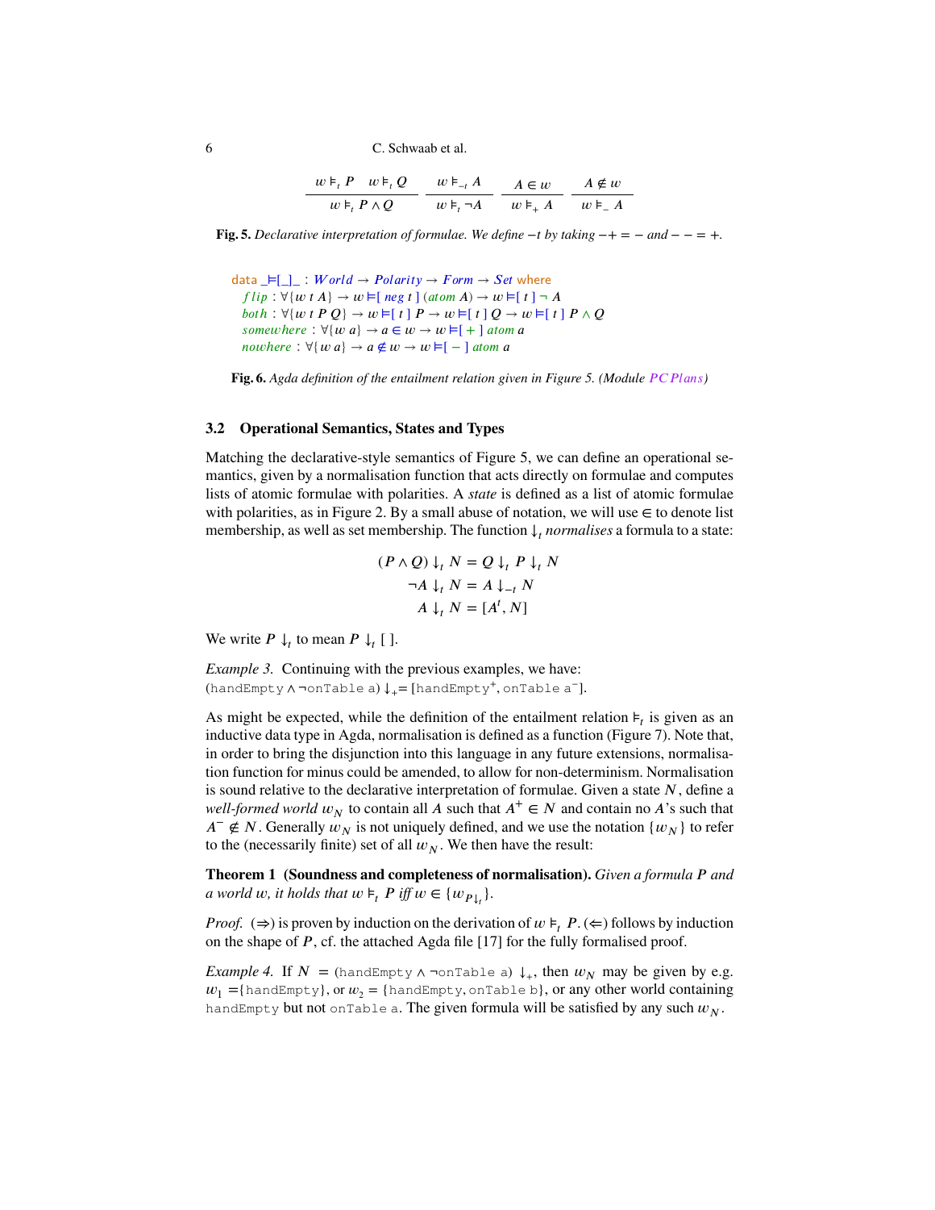$$\frac{w \vDash_t P \quad w \vDash_t Q}{w \vDash_t P \wedge Q} \qquad \frac{w \vDash_{-t} A}{w \vDash_t \neg A} \qquad \frac{A \in w}{w \vDash_+ A} \qquad \frac{A \notin w}{w \vDash_- A}$$

**Fig. 5.** *Declarative interpretation of formulae. We define $-t$ by taking $-+ = -$ and $-- = +$.*

```
data _⊨[_]_ : World → Polarity → Form → Set where
  flip : ∀{w t A} → w ⊨[ neg t ] (atom A) → w ⊨[ t ] ¬ A
  both : ∀{w t P Q} → w ⊨[ t ] P → w ⊨[ t ] Q → w ⊨[ t ] P ∧ Q
  somewhere : ∀{w a} → a ∈ w → w ⊨[ + ] atom a
  nowhere : ∀{w a} → a ∉ w → w ⊨[ - ] atom a
```

**Fig. 6.** *Agda definition of the entailment relation given in Figure 5. (Module PCPlans)*

### 3.2 Operational Semantics, States and Types

Matching the declarative-style semantics of Figure 5, we can define an operational semantics, given by a normalisation function that acts directly on formulae and computes lists of atomic formulae with polarities. A *state* is defined as a list of atomic formulae with polarities, as in Figure 2. By a small abuse of notation, we will use $\in$ to denote list membership, as well as set membership. The function $\downarrow_t$ *normalises* a formula to a state:

$$(P \wedge Q) \downarrow_t N = Q \downarrow_t P \downarrow_t N$$
$$\neg A \downarrow_t N = A \downarrow_{-t} N$$
$$A \downarrow_t N = [A^t, N]$$

We write $P \downarrow_t$ to mean $P \downarrow_t [\,]$.

*Example 3.* Continuing with the previous examples, we have:
$(\texttt{handEmpty} \wedge \neg\texttt{onTable a}) \downarrow_+ = [\texttt{handEmpty}^+, \texttt{onTable a}^-]$.

As might be expected, while the definition of the entailment relation $\vDash_t$ is given as an inductive data type in Agda, normalisation is defined as a function (Figure 7). Note that, in order to bring the disjunction into this language in any future extensions, normalisation function for minus could be amended, to allow for non-determinism. Normalisation is sound relative to the declarative interpretation of formulae. Given a state $N$, define a *well-formed world* $w_N$ to contain all $A$ such that $A^+ \in N$ and contain no $A$'s such that $A^- \notin N$. Generally $w_N$ is not uniquely defined, and we use the notation $\{w_N\}$ to refer to the (necessarily finite) set of all $w_N$. We then have the result:

**Theorem 1 (Soundness and completeness of normalisation).** *Given a formula $P$ and a world $w$, it holds that $w \vDash_t P$ iff $w \in \{w_{P\downarrow_t}\}$.*

*Proof.* ($\Rightarrow$) is proven by induction on the derivation of $w \vDash_t P$. ($\Leftarrow$) follows by induction on the shape of $P$, cf. the attached Agda file [17] for the fully formalised proof.

*Example 4.* If $N = (\texttt{handEmpty} \wedge \neg\texttt{onTable a}) \downarrow_+$, then $w_N$ may be given by e.g. $w_1 = \{\texttt{handEmpty}\}$, or $w_2 = \{\texttt{handEmpty}, \texttt{onTable b}\}$, or any other world containing handEmpty but not onTable a. The given formula will be satisfied by any such $w_N$.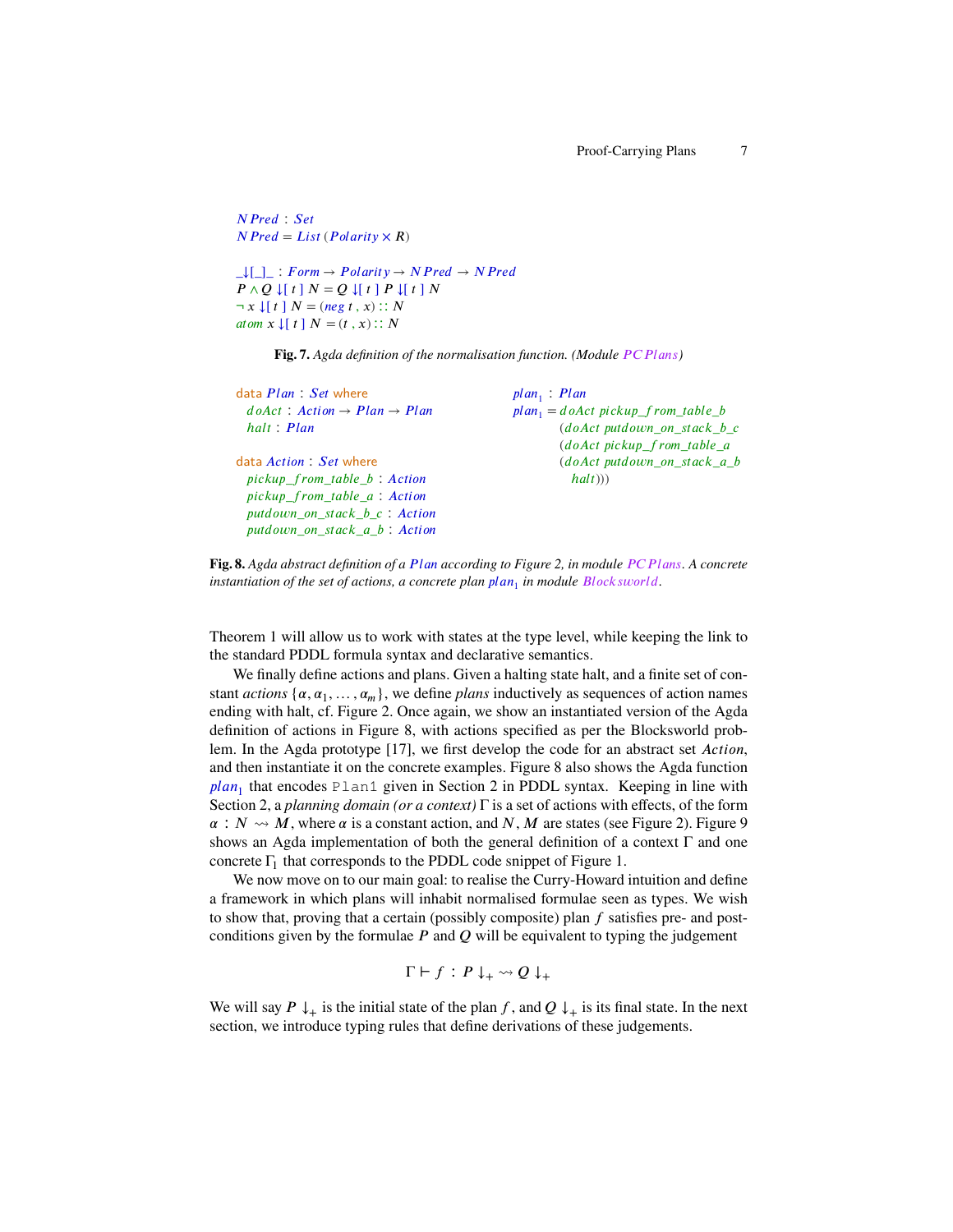```
NPred : Set
NPred = List (Polarity × R)

_↓[_]_ : Form → Polarity → NPred → NPred
P ∧ Q ↓[ t ] N = Q ↓[ t ] P ↓[ t ] N
¬ x ↓[ t ] N = (neg t , x) :: N
atom x ↓[ t ] N = (t , x) :: N
```

**Fig. 7.** *Agda definition of the normalisation function. (Module PCPlans)*

```
data Plan : Set where
  doAct : Action → Plan → Plan
  halt : Plan

data Action : Set where
  pickup_from_table_b : Action
  pickup_from_table_a : Action
  putdown_on_stack_b_c : Action
  putdown_on_stack_a_b : Action
```

```
plan₁ : Plan
plan₁ = doAct pickup_from_table_b
        (doAct putdown_on_stack_b_c
        (doAct pickup_from_table_a
        (doAct putdown_on_stack_a_b
          halt)))
```

**Fig. 8.** *Agda abstract definition of a Plan according to Figure 2, in module PCPlans. A concrete instantiation of the set of actions, a concrete plan $plan_1$ in module Blocksworld.*

Theorem 1 will allow us to work with states at the type level, while keeping the link to the standard PDDL formula syntax and declarative semantics.

We finally define actions and plans. Given a halting state halt, and a finite set of constant *actions* $\{\alpha, \alpha_1, \ldots, \alpha_m\}$, we define *plans* inductively as sequences of action names ending with halt, cf. Figure 2. Once again, we show an instantiated version of the Agda definition of actions in Figure 8, with actions specified as per the Blocksworld problem. In the Agda prototype [17], we first develop the code for an abstract set *Action*, and then instantiate it on the concrete examples. Figure 8 also shows the Agda function $plan_1$ that encodes `Plan1` given in Section 2 in PDDL syntax. Keeping in line with Section 2, a *planning domain (or a context)* $\Gamma$ is a set of actions with effects, of the form $\alpha : N \rightsquigarrow M$, where $\alpha$ is a constant action, and $N$, $M$ are states (see Figure 2). Figure 9 shows an Agda implementation of both the general definition of a context $\Gamma$ and one concrete $\Gamma_1$ that corresponds to the PDDL code snippet of Figure 1.

We now move on to our main goal: to realise the Curry-Howard intuition and define a framework in which plans will inhabit normalised formulae seen as types. We wish to show that, proving that a certain (possibly composite) plan $f$ satisfies pre- and post-conditions given by the formulae $P$ and $Q$ will be equivalent to typing the judgement

$$\Gamma \vdash f : P \downarrow_{+} \rightsquigarrow Q \downarrow_{+}$$

We will say $P \downarrow_{+}$ is the initial state of the plan $f$, and $Q \downarrow_{+}$ is its final state. In the next section, we introduce typing rules that define derivations of these judgements.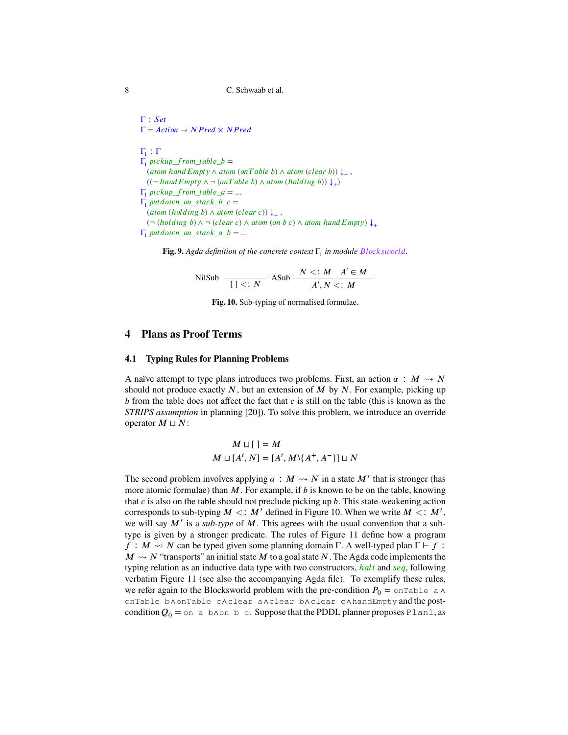```
Γ : Set
Γ = Action → NPred × NPred

Γ₁ : Γ
Γ₁ pickup_from_table_b =
  (atom handEmpty ∧ atom (onTable b) ∧ atom (clear b)) ↓₊ ,
  ((¬ handEmpty ∧ ¬ (onTable b) ∧ atom (holding b)) ↓₊)
Γ₁ pickup_from_table_a = ...
Γ₁ putdown_on_stack_b_c =
  (atom (holding b) ∧ atom (clear c)) ↓₊ ,
  (¬ (holding b) ∧ ¬ (clear c) ∧ atom (on b c) ∧ atom handEmpty) ↓₊
Γ₁ putdown_on_stack_a_b = ...
```

**Fig. 9.** *Agda definition of the concrete context* $\Gamma_1$ *in module* *Blocksworld*.

$$\text{NilSub}\ \frac{}{[\,] <: N} \qquad \text{ASub}\ \frac{N <: M \quad A^t \in M}{A^t, N <: M}$$

**Fig. 10.** Sub-typing of normalised formulae.

## 4 Plans as Proof Terms

### 4.1 Typing Rules for Planning Problems

A naïve attempt to type plans introduces two problems. First, an action $\alpha : M \rightsquigarrow N$ should not produce exactly $N$, but an extension of $M$ by $N$. For example, picking up $b$ from the table does not affect the fact that $c$ is still on the table (this is known as the *STRIPS assumption* in planning [20]). To solve this problem, we introduce an override operator $M \sqcup N$:

$$M \sqcup [\,] = M$$
$$M \sqcup [A^t, N] = [A^t, M \backslash \{A^+, A^-\}] \sqcup N$$

The second problem involves applying $\alpha : M \rightsquigarrow N$ in a state $M'$ that is stronger (has more atomic formulae) than $M$. For example, if $b$ is known to be on the table, knowing that $c$ is also on the table should not preclude picking up $b$. This state-weakening action corresponds to sub-typing $M <: M'$ defined in Figure 10. When we write $M <: M'$, we will say $M'$ is a *sub-type* of $M$. This agrees with the usual convention that a sub-type is given by a stronger predicate. The rules of Figure 11 define how a program $f : M \rightsquigarrow N$ can be typed given some planning domain $\Gamma$. A well-typed plan $\Gamma \vdash f : M \rightsquigarrow N$ "transports" an initial state $M$ to a goal state $N$. The Agda code implements the typing relation as an inductive data type with two constructors, *halt* and *seq*, following verbatim Figure 11 (see also the accompanying Agda file). To exemplify these rules, we refer again to the Blocksworld problem with the pre-condition $P_0 =$ `onTable a` $\wedge$ `onTable b`$\wedge$`onTable c`$\wedge$`clear a`$\wedge$`clear b`$\wedge$`clear c`$\wedge$`handEmpty` and the post-condition $Q_0 =$ `on a b`$\wedge$`on b c`. Suppose that the PDDL planner proposes `Plan1`, as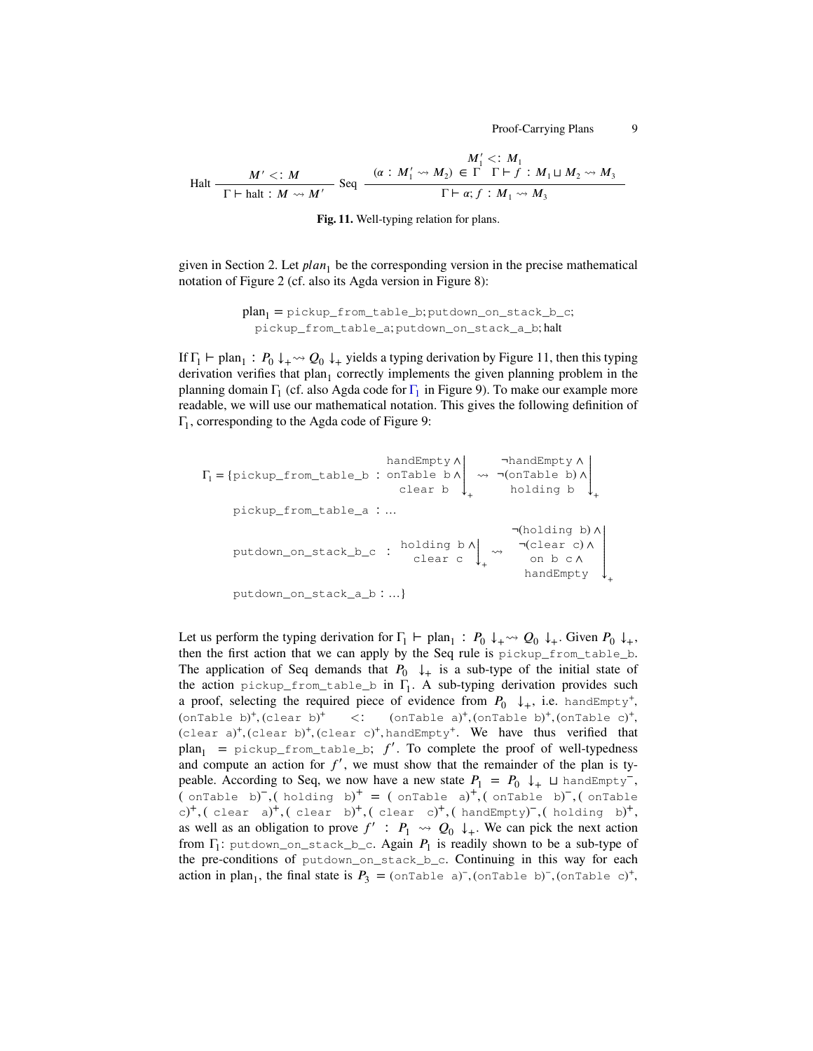$$\text{Halt}\ \frac{M' <: M}{\Gamma \vdash \text{halt} : M \rightsquigarrow M'} \qquad \text{Seq}\ \frac{\begin{array}{c} M_1' <: M_1 \\ (\alpha : M_1' \rightsquigarrow M_2) \in \Gamma \quad \Gamma \vdash f : M_1 \sqcup M_2 \rightsquigarrow M_3 \end{array}}{\Gamma \vdash \alpha; f : M_1 \rightsquigarrow M_3}$$

**Fig. 11.** Well-typing relation for plans.

given in Section 2. Let $plan_1$ be the corresponding version in the precise mathematical notation of Figure 2 (cf. also its Agda version in Figure 8):

$$\begin{array}{l}\text{plan}_1 = \texttt{pickup\_from\_table\_b}; \texttt{putdown\_on\_stack\_b\_c}; \\ \quad \texttt{pickup\_from\_table\_a}; \texttt{putdown\_on\_stack\_a\_b}; \text{halt}\end{array}$$

If $\Gamma_1 \vdash \text{plan}_1 : P_0 \downarrow_+ \rightsquigarrow Q_0 \downarrow_+$ yields a typing derivation by Figure 11, then this typing derivation verifies that $\text{plan}_1$ correctly implements the given planning problem in the planning domain $\Gamma_1$ (cf. also Agda code for $\Gamma_1$ in Figure 9). To make our example more readable, we will use our mathematical notation. This gives the following definition of $\Gamma_1$, corresponding to the Agda code of Figure 9:

$$\begin{array}{l}\Gamma_1 = \{\texttt{pickup\_from\_table\_b} : \left.\begin{array}{r}\texttt{handEmpty} \wedge \\ \texttt{onTable b} \wedge \\ \texttt{clear b}\end{array}\right\downarrow_+ \rightsquigarrow \left.\begin{array}{r}\neg\texttt{handEmpty} \wedge \\ \neg(\texttt{onTable b}) \wedge \\ \texttt{holding b}\end{array}\right\downarrow_+ \\ \quad \texttt{pickup\_from\_table\_a} : \ldots \\ \quad \texttt{putdown\_on\_stack\_b\_c} : \left.\begin{array}{r}\texttt{holding b} \wedge \\ \texttt{clear c}\end{array}\right\downarrow_+ \rightsquigarrow \left.\begin{array}{r}\neg(\texttt{holding b}) \wedge \\ \neg(\texttt{clear c}) \wedge \\ \texttt{on b c} \wedge \\ \texttt{handEmpty}\end{array}\right\downarrow_+ \\ \quad \texttt{putdown\_on\_stack\_a\_b} : \ldots\}\end{array}$$

Let us perform the typing derivation for $\Gamma_1 \vdash \text{plan}_1 : P_0 \downarrow_+ \rightsquigarrow Q_0 \downarrow_+$. Given $P_0 \downarrow_+$, then the first action that we can apply by the Seq rule is `pickup_from_table_b`. The application of Seq demands that $P_0 \downarrow_+$ is a sub-type of the initial state of the action `pickup_from_table_b` in $\Gamma_1$. A sub-typing derivation provides such a proof, selecting the required piece of evidence from $P_0 \downarrow_+$, i.e. $\texttt{handEmpty}^+, (\texttt{onTable b})^+, (\texttt{clear b})^+ <: (\texttt{onTable a})^+, (\texttt{onTable b})^+, (\texttt{onTable c})^+, (\texttt{clear a})^+, (\texttt{clear b})^+, (\texttt{clear c})^+, \texttt{handEmpty}^+$. We have thus verified that $\text{plan}_1 = \texttt{pickup\_from\_table\_b}; f'$. To complete the proof of well-typedness and compute an action for $f'$, we must show that the remainder of the plan is typeable. According to Seq, we now have a new state $P_1 = P_0 \downarrow_+ \sqcup \texttt{handEmpty}^-, (\texttt{onTable b})^-, (\texttt{holding b})^+ = (\texttt{onTable a})^+, (\texttt{onTable b})^-, (\texttt{onTable c})^+, (\texttt{clear a})^+, (\texttt{clear b})^+, (\texttt{clear c})^+, (\texttt{handEmpty})^-, (\texttt{holding b})^+$, as well as an obligation to prove $f' : P_1 \rightsquigarrow Q_0 \downarrow_+$. We can pick the next action from $\Gamma_1$: `putdown_on_stack_b_c`. Again $P_1$ is readily shown to be a sub-type of the pre-conditions of `putdown_on_stack_b_c`. Continuing in this way for each action in $\text{plan}_1$, the final state is $P_3 = (\texttt{onTable a})^-, (\texttt{onTable b})^-, (\texttt{onTable c})^+$,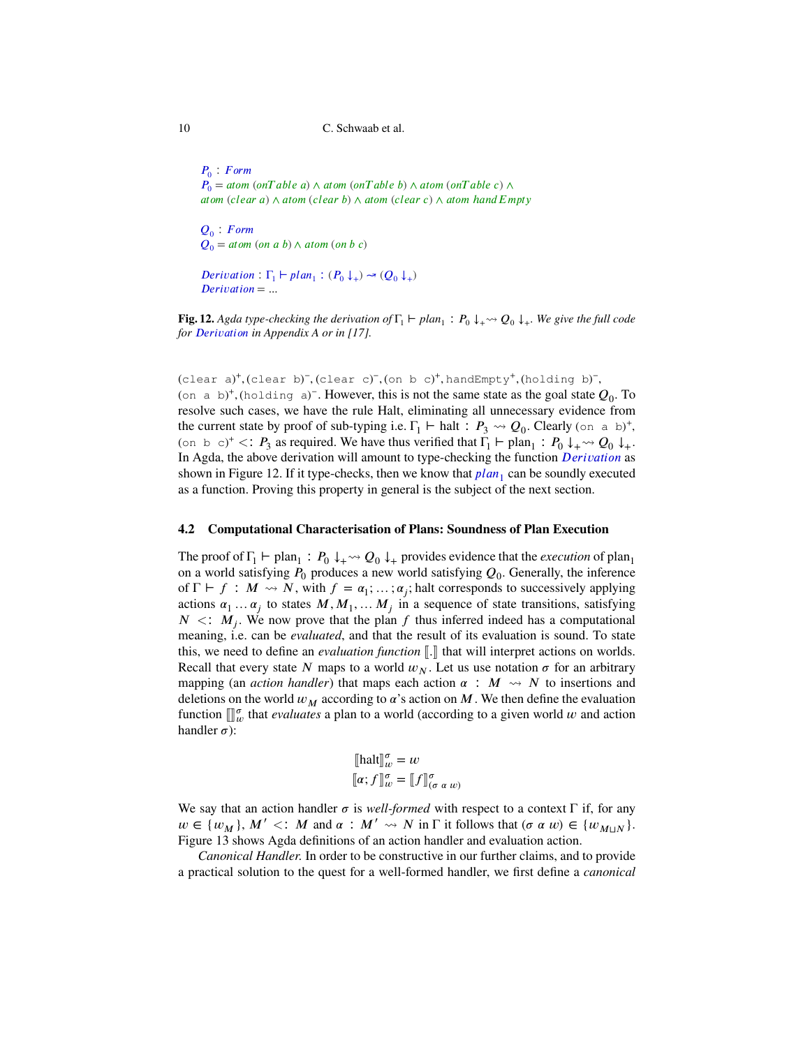```
P₀ : Form
P₀ = atom (onTable a) ∧ atom (onTable b) ∧ atom (onTable c) ∧
atom (clear a) ∧ atom (clear b) ∧ atom (clear c) ∧ atom handEmpty

Q₀ : Form
Q₀ = atom (on a b) ∧ atom (on b c)

Derivation : Γ₁ ⊢ plan₁ : (P₀ ↓₊) ⇝ (Q₀ ↓₊)
Derivation = ...
```

**Fig. 12.** *Agda type-checking the derivation of* $\Gamma_1 \vdash plan_1 : P_0 \downarrow_+ \rightsquigarrow Q_0 \downarrow_+$*. We give the full code for* Derivation *in Appendix A or in [17].*

$(\texttt{clear a})^+, (\texttt{clear b})^-, (\texttt{clear c})^-, (\texttt{on b c})^+, \texttt{handEmpty}^+, (\texttt{holding b})^-,$ $(\texttt{on a b})^+, (\texttt{holding a})^-$. However, this is not the same state as the goal state $Q_0$. To resolve such cases, we have the rule Halt, eliminating all unnecessary evidence from the current state by proof of sub-typing i.e. $\Gamma_1 \vdash \text{halt} : P_3 \rightsquigarrow Q_0$. Clearly $(\texttt{on a b})^+$, $(\texttt{on b c})^+ <: P_3$ as required. We have thus verified that $\Gamma_1 \vdash \text{plan}_1 : P_0 \downarrow_+ \rightsquigarrow Q_0 \downarrow_+$. In Agda, the above derivation will amount to type-checking the function *Derivation* as shown in Figure 12. If it type-checks, then we know that $plan_1$ can be soundly executed as a function. Proving this property in general is the subject of the next section.

### 4.2 Computational Characterisation of Plans: Soundness of Plan Execution

The proof of $\Gamma_1 \vdash \text{plan}_1 : P_0 \downarrow_+ \rightsquigarrow Q_0 \downarrow_+$ provides evidence that the *execution* of $\text{plan}_1$ on a world satisfying $P_0$ produces a new world satisfying $Q_0$. Generally, the inference of $\Gamma \vdash f : M \rightsquigarrow N$, with $f = \alpha_1; \ldots; \alpha_j$; halt corresponds to successively applying actions $\alpha_1 \ldots \alpha_j$ to states $M, M_1, \ldots M_j$ in a sequence of state transitions, satisfying $N <: M_j$. We now prove that the plan $f$ thus inferred indeed has a computational meaning, i.e. can be *evaluated*, and that the result of its evaluation is sound. To state this, we need to define an *evaluation function* $[\![.]\!]$ that will interpret actions on worlds. Recall that every state $N$ maps to a world $w_N$. Let us use notation $\sigma$ for an arbitrary mapping (an *action handler*) that maps each action $\alpha : M \rightsquigarrow N$ to insertions and deletions on the world $w_M$ according to $\alpha$'s action on $M$. We then define the evaluation function $[\![]\!]^{\sigma}_{w}$ that *evaluates* a plan to a world (according to a given world $w$ and action handler $\sigma$):

$$[\![\text{halt}]\!]^{\sigma}_{w} = w$$
$$[\![\alpha; f]\!]^{\sigma}_{w} = [\![f]\!]^{\sigma}_{(\sigma\ \alpha\ w)}$$

We say that an action handler $\sigma$ is *well-formed* with respect to a context $\Gamma$ if, for any $w \in \{w_M\}$, $M' <: M$ and $\alpha : M' \rightsquigarrow N$ in $\Gamma$ it follows that $(\sigma\ \alpha\ w) \in \{w_{M \sqcup N}\}$. Figure 13 shows Agda definitions of an action handler and evaluation action.

*Canonical Handler.* In order to be constructive in our further claims, and to provide a practical solution to the quest for a well-formed handler, we first define a *canonical*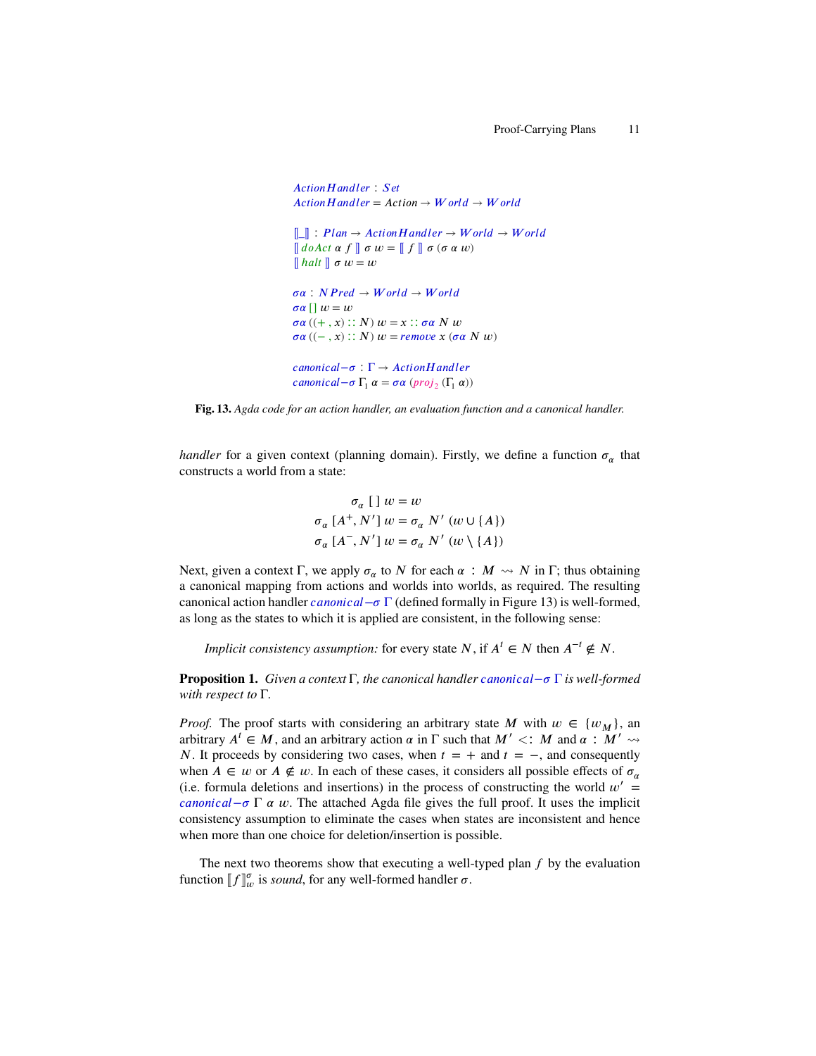```
ActionHandler : Set
ActionHandler = Action → World → World

⟦_⟧ : Plan → ActionHandler → World → World
⟦ doAct α f ⟧ σ w = ⟦ f ⟧ σ (σ α w)
⟦ halt ⟧ σ w = w

σα : NPred → World → World
σα [] w = w
σα ((+ , x) :: N) w = x :: σα N w
σα ((− , x) :: N) w = remove x (σα N w)

canonical−σ : Γ → ActionHandler
canonical−σ Γ₁ α = σα (proj₂ (Γ₁ α))
```

**Fig. 13.** *Agda code for an action handler, an evaluation function and a canonical handler.*

*handler* for a given context (planning domain). Firstly, we define a function $\sigma_\alpha$ that constructs a world from a state:

$$
\begin{aligned}
\sigma_\alpha \; [\,] \; w &= w \\
\sigma_\alpha \; [A^+, N'] \; w &= \sigma_\alpha \; N' \; (w \cup \{A\}) \\
\sigma_\alpha \; [A^-, N'] \; w &= \sigma_\alpha \; N' \; (w \setminus \{A\})
\end{aligned}
$$

Next, given a context $\Gamma$, we apply $\sigma_\alpha$ to $N$ for each $\alpha : M \rightsquigarrow N$ in $\Gamma$; thus obtaining a canonical mapping from actions and worlds into worlds, as required. The resulting canonical action handler $canonical{-}\sigma\ \Gamma$ (defined formally in Figure 13) is well-formed, as long as the states to which it is applied are consistent, in the following sense:

*Implicit consistency assumption:* for every state $N$, if $A^t \in N$ then $A^{-t} \notin N$.

**Proposition 1.** *Given a context $\Gamma$, the canonical handler $canonical{-}\sigma\ \Gamma$ is well-formed with respect to $\Gamma$.*

*Proof.* The proof starts with considering an arbitrary state $M$ with $w \in \{w_M\}$, an arbitrary $A^t \in M$, and an arbitrary action $\alpha$ in $\Gamma$ such that $M' <: M$ and $\alpha : M' \rightsquigarrow N$. It proceeds by considering two cases, when $t = +$ and $t = -$, and consequently when $A \in w$ or $A \notin w$. In each of these cases, it considers all possible effects of $\sigma_\alpha$ (i.e. formula deletions and insertions) in the process of constructing the world $w' = canonical{-}\sigma\ \Gamma\ \alpha\ w$. The attached Agda file gives the full proof. It uses the implicit consistency assumption to eliminate the cases when states are inconsistent and hence when more than one choice for deletion/insertion is possible.

The next two theorems show that executing a well-typed plan $f$ by the evaluation function $[\![f]\!]^\sigma_w$ is *sound*, for any well-formed handler $\sigma$.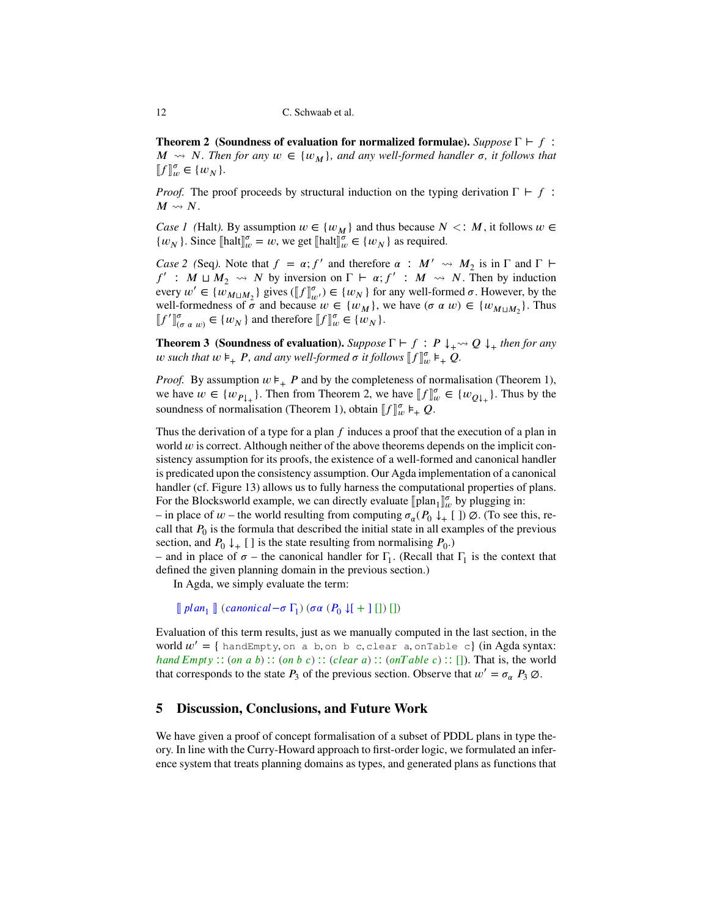**Theorem 2 (Soundness of evaluation for normalized formulae).** *Suppose $\Gamma \vdash f : M \rightsquigarrow N$. Then for any $w \in \{w_M\}$, and any well-formed handler $\sigma$, it follows that $[\![f]\!]^{\sigma}_{w} \in \{w_N\}$.*

*Proof.* The proof proceeds by structural induction on the typing derivation $\Gamma \vdash f : M \rightsquigarrow N$.

*Case 1 (*Halt*).* By assumption $w \in \{w_M\}$ and thus because $N <: M$, it follows $w \in \{w_N\}$. Since $[\![\text{halt}]\!]^{\sigma}_{w} = w$, we get $[\![\text{halt}]\!]^{\sigma}_{w} \in \{w_N\}$ as required.

*Case 2 (*Seq*).* Note that $f = \alpha; f'$ and therefore $\alpha : M' \rightsquigarrow M_2$ is in $\Gamma$ and $\Gamma \vdash f' : M \sqcup M_2 \rightsquigarrow N$ by inversion on $\Gamma \vdash \alpha; f' : M \rightsquigarrow N$. Then by induction every $w' \in \{w_{M \sqcup M_2}\}$ gives $([\![f]\!]^{\sigma}_{w'}) \in \{w_N\}$ for any well-formed $\sigma$. However, by the well-formedness of $\sigma$ and because $w \in \{w_M\}$, we have $(\sigma\ \alpha\ w) \in \{w_{M \sqcup M_2}\}$. Thus $[\![f']\!]^{\sigma}_{(\sigma\ \alpha\ w)} \in \{w_N\}$ and therefore $[\![f]\!]^{\sigma}_{w} \in \{w_N\}$.

**Theorem 3 (Soundness of evaluation).** *Suppose $\Gamma \vdash f : P \downarrow_{+} \rightsquigarrow Q \downarrow_{+}$ then for any $w$ such that $w \vDash_{+} P$, and any well-formed $\sigma$ it follows $[\![f]\!]^{\sigma}_{w} \vDash_{+} Q$.*

*Proof.* By assumption $w \vDash_{+} P$ and by the completeness of normalisation (Theorem 1), we have $w \in \{w_{P\downarrow_{+}}\}$. Then from Theorem 2, we have $[\![f]\!]^{\sigma}_{w} \in \{w_{Q\downarrow_{+}}\}$. Thus by the soundness of normalisation (Theorem 1), obtain $[\![f]\!]^{\sigma}_{w} \vDash_{+} Q$.

Thus the derivation of a type for a plan $f$ induces a proof that the execution of a plan in world $w$ is correct. Although neither of the above theorems depends on the implicit consistency assumption for its proofs, the existence of a well-formed and canonical handler is predicated upon the consistency assumption. Our Agda implementation of a canonical handler (cf. Figure 13) allows us to fully harness the computational properties of plans. For the Blocksworld example, we can directly evaluate $[\![\text{plan}_1]\!]^{\sigma}_{w}$ by plugging in:
– in place of $w$ – the world resulting from computing $\sigma_{\alpha}(P_0 \downarrow_{+} [\,])\ \varnothing$. (To see this, recall that $P_0$ is the formula that described the initial state in all examples of the previous section, and $P_0 \downarrow_{+} [\,]$ is the state resulting from normalising $P_0$.)
– and in place of $\sigma$ – the canonical handler for $\Gamma_1$. (Recall that $\Gamma_1$ is the context that defined the given planning domain in the previous section.)

In Agda, we simply evaluate the term:

```
⟦ plan₁ ⟧ (canonical−σ Γ₁) (σα (P₀ ↓[ + ] []) [])
```

Evaluation of this term results, just as we manually computed in the last section, in the world $w' = \{$ `handEmpty`, `on a b`, `on b c`, `clear a`, `onTable c`$\}$ (in Agda syntax: *handEmpty* :: (*on a b*) :: (*on b c*) :: (*clear a*) :: (*onTable c*) :: []). That is, the world that corresponds to the state $P_3$ of the previous section. Observe that $w' = \sigma_{\alpha}\ P_3\ \varnothing$.

## 5 Discussion, Conclusions, and Future Work

We have given a proof of concept formalisation of a subset of PDDL plans in type theory. In line with the Curry-Howard approach to first-order logic, we formulated an inference system that treats planning domains as types, and generated plans as functions that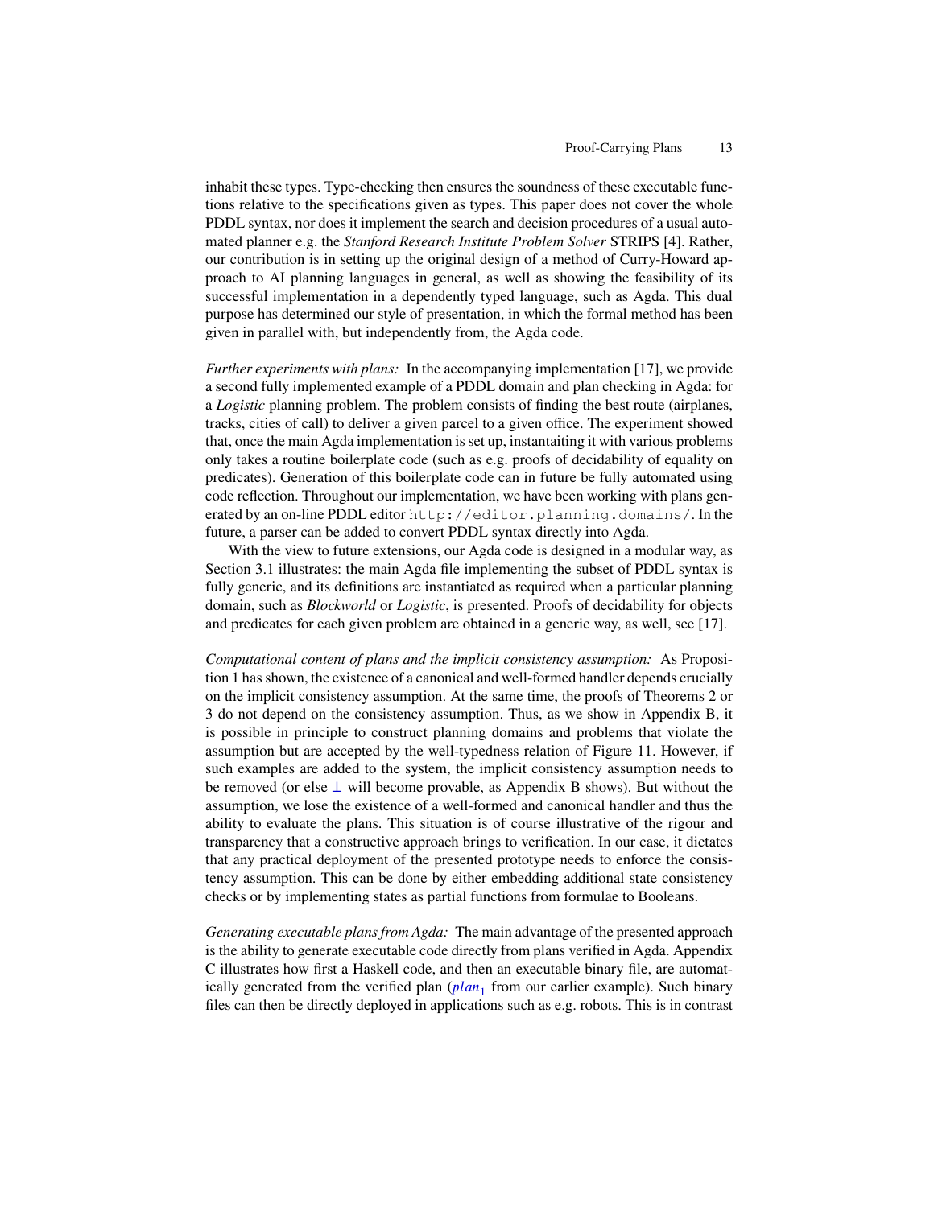inhabit these types. Type-checking then ensures the soundness of these executable functions relative to the specifications given as types. This paper does not cover the whole PDDL syntax, nor does it implement the search and decision procedures of a usual automated planner e.g. the *Stanford Research Institute Problem Solver* STRIPS [4]. Rather, our contribution is in setting up the original design of a method of Curry-Howard approach to AI planning languages in general, as well as showing the feasibility of its successful implementation in a dependently typed language, such as Agda. This dual purpose has determined our style of presentation, in which the formal method has been given in parallel with, but independently from, the Agda code.

*Further experiments with plans:* In the accompanying implementation [17], we provide a second fully implemented example of a PDDL domain and plan checking in Agda: for a *Logistic* planning problem. The problem consists of finding the best route (airplanes, tracks, cities of call) to deliver a given parcel to a given office. The experiment showed that, once the main Agda implementation is set up, instantaiting it with various problems only takes a routine boilerplate code (such as e.g. proofs of decidability of equality on predicates). Generation of this boilerplate code can in future be fully automated using code reflection. Throughout our implementation, we have been working with plans generated by an on-line PDDL editor `http://editor.planning.domains/`. In the future, a parser can be added to convert PDDL syntax directly into Agda.

With the view to future extensions, our Agda code is designed in a modular way, as Section 3.1 illustrates: the main Agda file implementing the subset of PDDL syntax is fully generic, and its definitions are instantiated as required when a particular planning domain, such as *Blockworld* or *Logistic*, is presented. Proofs of decidability for objects and predicates for each given problem are obtained in a generic way, as well, see [17].

*Computational content of plans and the implicit consistency assumption:* As Proposition 1 has shown, the existence of a canonical and well-formed handler depends crucially on the implicit consistency assumption. At the same time, the proofs of Theorems 2 or 3 do not depend on the consistency assumption. Thus, as we show in Appendix B, it is possible in principle to construct planning domains and problems that violate the assumption but are accepted by the well-typedness relation of Figure 11. However, if such examples are added to the system, the implicit consistency assumption needs to be removed (or else $\bot$ will become provable, as Appendix B shows). But without the assumption, we lose the existence of a well-formed and canonical handler and thus the ability to evaluate the plans. This situation is of course illustrative of the rigour and transparency that a constructive approach brings to verification. In our case, it dictates that any practical deployment of the presented prototype needs to enforce the consistency assumption. This can be done by either embedding additional state consistency checks or by implementing states as partial functions from formulae to Booleans.

*Generating executable plans from Agda:* The main advantage of the presented approach is the ability to generate executable code directly from plans verified in Agda. Appendix C illustrates how first a Haskell code, and then an executable binary file, are automatically generated from the verified plan ($plan_1$ from our earlier example). Such binary files can then be directly deployed in applications such as e.g. robots. This is in contrast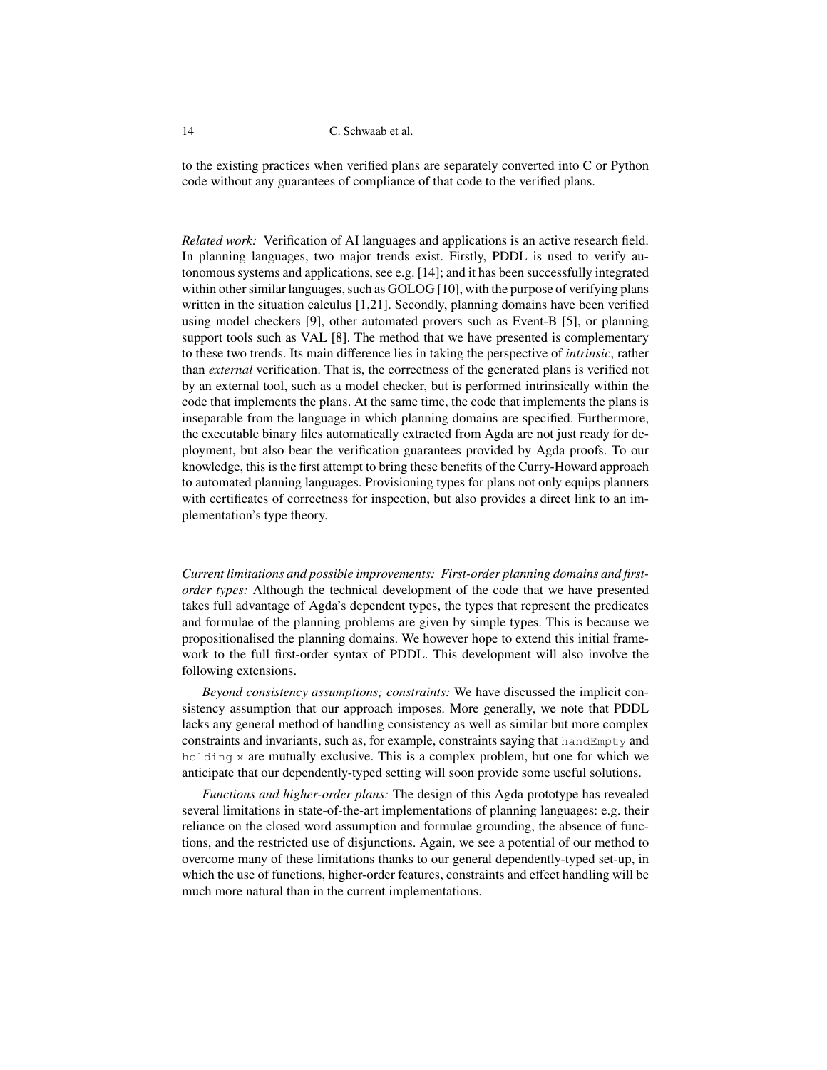to the existing practices when verified plans are separately converted into C or Python code without any guarantees of compliance of that code to the verified plans.

*Related work:* Verification of AI languages and applications is an active research field. In planning languages, two major trends exist. Firstly, PDDL is used to verify autonomous systems and applications, see e.g. [14]; and it has been successfully integrated within other similar languages, such as GOLOG [10], with the purpose of verifying plans written in the situation calculus [1,21]. Secondly, planning domains have been verified using model checkers [9], other automated provers such as Event-B [5], or planning support tools such as VAL [8]. The method that we have presented is complementary to these two trends. Its main difference lies in taking the perspective of *intrinsic*, rather than *external* verification. That is, the correctness of the generated plans is verified not by an external tool, such as a model checker, but is performed intrinsically within the code that implements the plans. At the same time, the code that implements the plans is inseparable from the language in which planning domains are specified. Furthermore, the executable binary files automatically extracted from Agda are not just ready for deployment, but also bear the verification guarantees provided by Agda proofs. To our knowledge, this is the first attempt to bring these benefits of the Curry-Howard approach to automated planning languages. Provisioning types for plans not only equips planners with certificates of correctness for inspection, but also provides a direct link to an implementation's type theory.

*Current limitations and possible improvements: First-order planning domains and first-order types:* Although the technical development of the code that we have presented takes full advantage of Agda's dependent types, the types that represent the predicates and formulae of the planning problems are given by simple types. This is because we propositionalised the planning domains. We however hope to extend this initial framework to the full first-order syntax of PDDL. This development will also involve the following extensions.

*Beyond consistency assumptions; constraints:* We have discussed the implicit consistency assumption that our approach imposes. More generally, we note that PDDL lacks any general method of handling consistency as well as similar but more complex constraints and invariants, such as, for example, constraints saying that `handEmpty` and `holding x` are mutually exclusive. This is a complex problem, but one for which we anticipate that our dependently-typed setting will soon provide some useful solutions.

*Functions and higher-order plans:* The design of this Agda prototype has revealed several limitations in state-of-the-art implementations of planning languages: e.g. their reliance on the closed word assumption and formulae grounding, the absence of functions, and the restricted use of disjunctions. Again, we see a potential of our method to overcome many of these limitations thanks to our general dependently-typed set-up, in which the use of functions, higher-order features, constraints and effect handling will be much more natural than in the current implementations.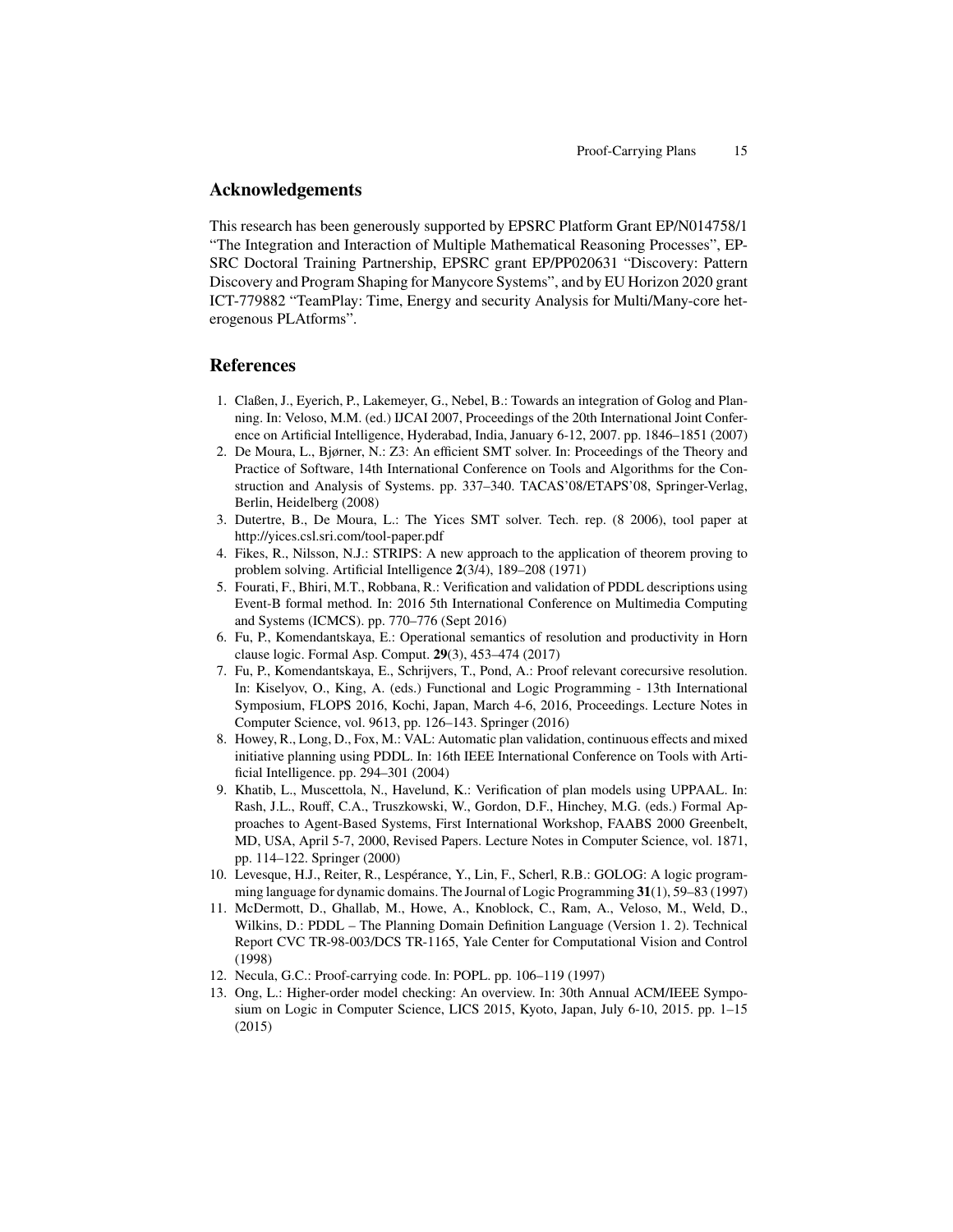## Acknowledgements

This research has been generously supported by EPSRC Platform Grant EP/N014758/1 "The Integration and Interaction of Multiple Mathematical Reasoning Processes", EPSRC Doctoral Training Partnership, EPSRC grant EP/PP020631 "Discovery: Pattern Discovery and Program Shaping for Manycore Systems", and by EU Horizon 2020 grant ICT-779882 "TeamPlay: Time, Energy and security Analysis for Multi/Many-core heterogenous PLAtforms".

## References

1. Claßen, J., Eyerich, P., Lakemeyer, G., Nebel, B.: Towards an integration of Golog and Planning. In: Veloso, M.M. (ed.) IJCAI 2007, Proceedings of the 20th International Joint Conference on Artificial Intelligence, Hyderabad, India, January 6-12, 2007. pp. 1846–1851 (2007)
2. De Moura, L., Bjørner, N.: Z3: An efficient SMT solver. In: Proceedings of the Theory and Practice of Software, 14th International Conference on Tools and Algorithms for the Construction and Analysis of Systems. pp. 337–340. TACAS'08/ETAPS'08, Springer-Verlag, Berlin, Heidelberg (2008)
3. Dutertre, B., De Moura, L.: The Yices SMT solver. Tech. rep. (8 2006), tool paper at http://yices.csl.sri.com/tool-paper.pdf
4. Fikes, R., Nilsson, N.J.: STRIPS: A new approach to the application of theorem proving to problem solving. Artificial Intelligence **2**(3/4), 189–208 (1971)
5. Fourati, F., Bhiri, M.T., Robbana, R.: Verification and validation of PDDL descriptions using Event-B formal method. In: 2016 5th International Conference on Multimedia Computing and Systems (ICMCS). pp. 770–776 (Sept 2016)
6. Fu, P., Komendantskaya, E.: Operational semantics of resolution and productivity in Horn clause logic. Formal Asp. Comput. **29**(3), 453–474 (2017)
7. Fu, P., Komendantskaya, E., Schrijvers, T., Pond, A.: Proof relevant corecursive resolution. In: Kiselyov, O., King, A. (eds.) Functional and Logic Programming - 13th International Symposium, FLOPS 2016, Kochi, Japan, March 4-6, 2016, Proceedings. Lecture Notes in Computer Science, vol. 9613, pp. 126–143. Springer (2016)
8. Howey, R., Long, D., Fox, M.: VAL: Automatic plan validation, continuous effects and mixed initiative planning using PDDL. In: 16th IEEE International Conference on Tools with Artificial Intelligence. pp. 294–301 (2004)
9. Khatib, L., Muscettola, N., Havelund, K.: Verification of plan models using UPPAAL. In: Rash, J.L., Rouff, C.A., Truszkowski, W., Gordon, D.F., Hinchey, M.G. (eds.) Formal Approaches to Agent-Based Systems, First International Workshop, FAABS 2000 Greenbelt, MD, USA, April 5-7, 2000, Revised Papers. Lecture Notes in Computer Science, vol. 1871, pp. 114–122. Springer (2000)
10. Levesque, H.J., Reiter, R., Lespérance, Y., Lin, F., Scherl, R.B.: GOLOG: A logic programming language for dynamic domains. The Journal of Logic Programming **31**(1), 59–83 (1997)
11. McDermott, D., Ghallab, M., Howe, A., Knoblock, C., Ram, A., Veloso, M., Weld, D., Wilkins, D.: PDDL – The Planning Domain Definition Language (Version 1. 2). Technical Report CVC TR-98-003/DCS TR-1165, Yale Center for Computational Vision and Control (1998)
12. Necula, G.C.: Proof-carrying code. In: POPL. pp. 106–119 (1997)
13. Ong, L.: Higher-order model checking: An overview. In: 30th Annual ACM/IEEE Symposium on Logic in Computer Science, LICS 2015, Kyoto, Japan, July 6-10, 2015. pp. 1–15 (2015)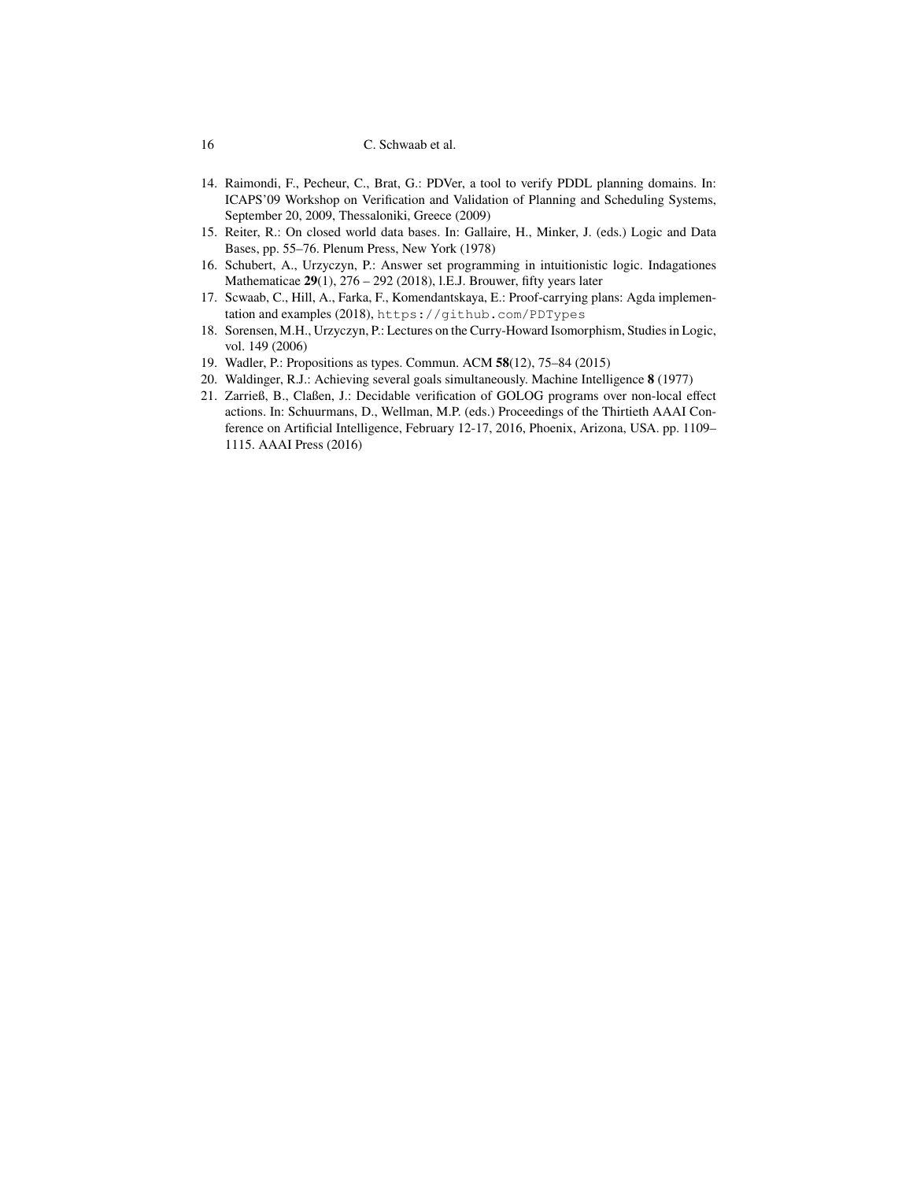14. Raimondi, F., Pecheur, C., Brat, G.: PDVer, a tool to verify PDDL planning domains. In: ICAPS'09 Workshop on Verification and Validation of Planning and Scheduling Systems, September 20, 2009, Thessaloniki, Greece (2009)
15. Reiter, R.: On closed world data bases. In: Gallaire, H., Minker, J. (eds.) Logic and Data Bases, pp. 55–76. Plenum Press, New York (1978)
16. Schubert, A., Urzyczyn, P.: Answer set programming in intuitionistic logic. Indagationes Mathematicae **29**(1), 276 – 292 (2018), l.E.J. Brouwer, fifty years later
17. Scwaab, C., Hill, A., Farka, F., Komendantskaya, E.: Proof-carrying plans: Agda implementation and examples (2018), `https://github.com/PDTypes`
18. Sorensen, M.H., Urzyczyn, P.: Lectures on the Curry-Howard Isomorphism, Studies in Logic, vol. 149 (2006)
19. Wadler, P.: Propositions as types. Commun. ACM **58**(12), 75–84 (2015)
20. Waldinger, R.J.: Achieving several goals simultaneously. Machine Intelligence **8** (1977)
21. Zarrieß, B., Claßen, J.: Decidable verification of GOLOG programs over non-local effect actions. In: Schuurmans, D., Wellman, M.P. (eds.) Proceedings of the Thirtieth AAAI Conference on Artificial Intelligence, February 12-17, 2016, Phoenix, Arizona, USA. pp. 1109–1115. AAAI Press (2016)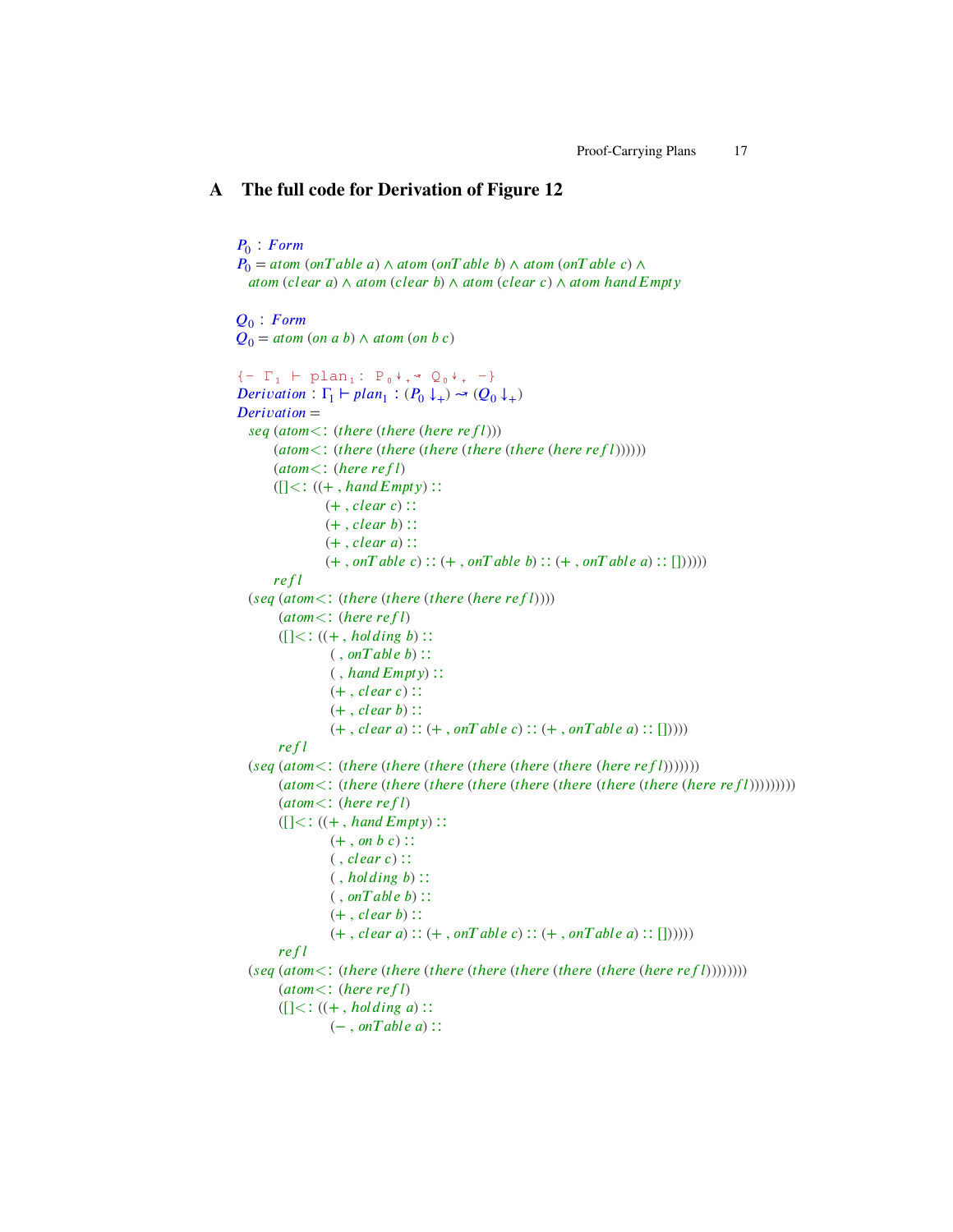# A The full code for Derivation of Figure 12

```
P₀ : Form
P₀ = atom (onTable a) ∧ atom (onTable b) ∧ atom (onTable c) ∧
  atom (clear a) ∧ atom (clear b) ∧ atom (clear c) ∧ atom handEmpty

Q₀ : Form
Q₀ = atom (on a b) ∧ atom (on b c)

{- Γ₁ ⊢ plan₁ : P₀↓₊↝ Q₀↓₊ -}
Derivation : Γ₁ ⊢ plan₁ : (P₀ ↓₊) ↝ (Q₀ ↓₊)
Derivation =
  seq (atom<: (there (there (here refl)))
      (atom<: (there (there (there (there (there (here refl))))))
      (atom<: (here refl)
      ([]<: ((+ , handEmpty) ::
               (+ , clear c) ::
               (+ , clear b) ::
               (+ , clear a) ::
               (+ , onTable c) :: (+ , onTable b) :: (+ , onTable a) :: [])))))
      refl
  (seq (atom<: (there (there (there (here refl))))
       (atom<: (here refl)
       ([]<: ((+ , holding b) ::
                ( , onTable b) ::
                ( , handEmpty) ::
                (+ , clear c) ::
                (+ , clear b) ::
                (+ , clear a) :: (+ , onTable c) :: (+ , onTable a) :: []))))
       refl
  (seq (atom<: (there (there (there (there (there (there (here refl)))))))
       (atom<: (there (there (there (there (there (there (there (there (here refl)))))))))
       (atom<: (here refl)
       ([]<: ((+ , handEmpty) ::
                (+ , on b c) ::
                ( , clear c) ::
                ( , holding b) ::
                ( , onTable b) ::
                (+ , clear b) ::
                (+ , clear a) :: (+ , onTable c) :: (+ , onTable a) :: [])))))
       refl
  (seq (atom<: (there (there (there (there (there (there (there (here refl))))))))
       (atom<: (here refl)
       ([]<: ((+ , holding a) ::
                (− , onTable a) ::
```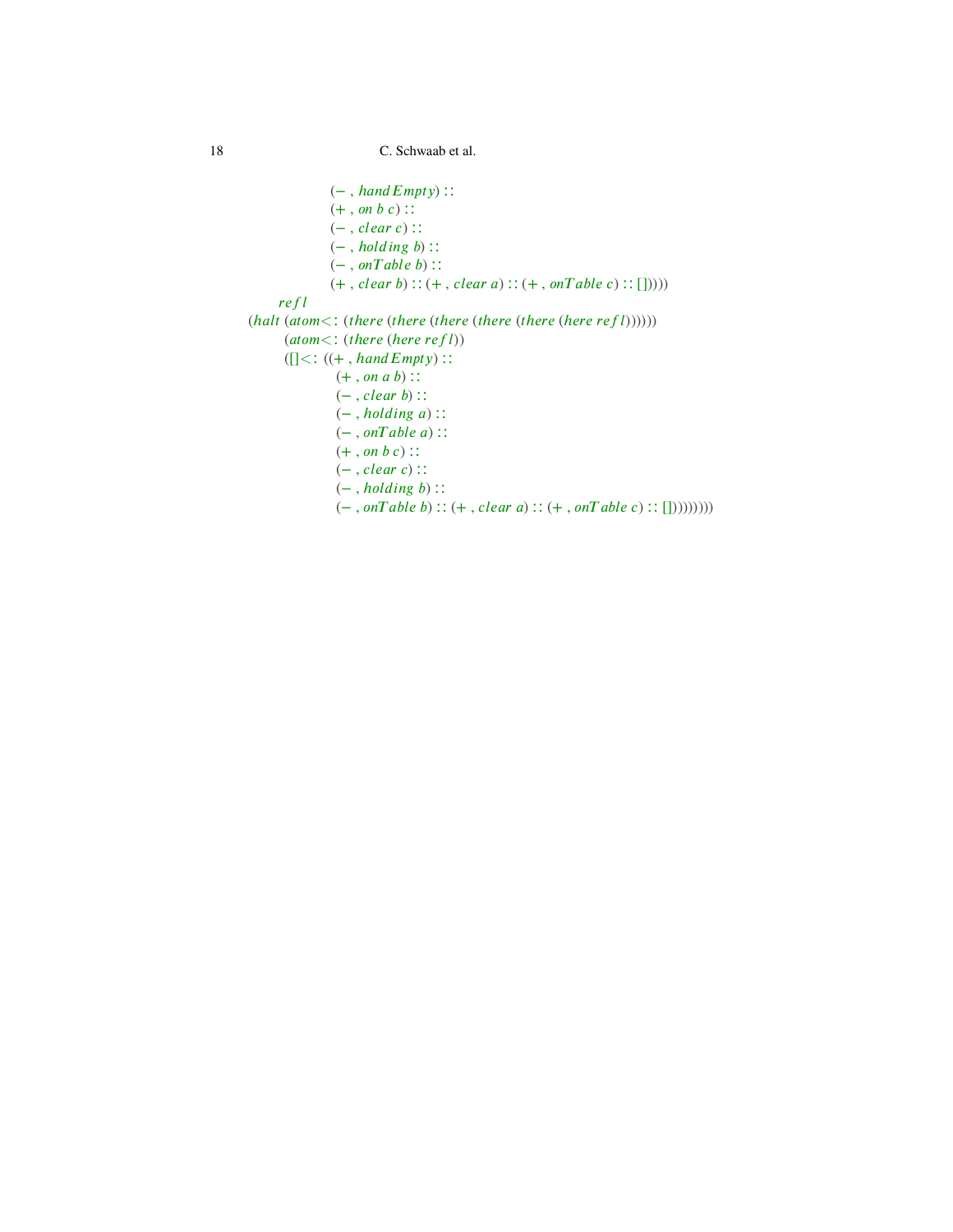```
                    (− , handEmpty) ::
                    (+ , on b c) ::
                    (− , clear c) ::
                    (− , holding b) ::
                    (− , onTable b) ::
                    (+ , clear b) :: (+ , clear a) :: (+ , onTable c) :: []))))
        refl
    (halt (atom<: (there (there (there (there (there (here refl))))))
          (atom<: (there (here refl))
          ([]<: ((+ , handEmpty) ::
                 (+ , on a b) ::
                 (− , clear b) ::
                 (− , holding a) ::
                 (− , onTable a) ::
                 (+ , on b c) ::
                 (− , clear c) ::
                 (− , holding b) ::
                 (− , onTable b) :: (+ , clear a) :: (+ , onTable c) :: []))))))))
```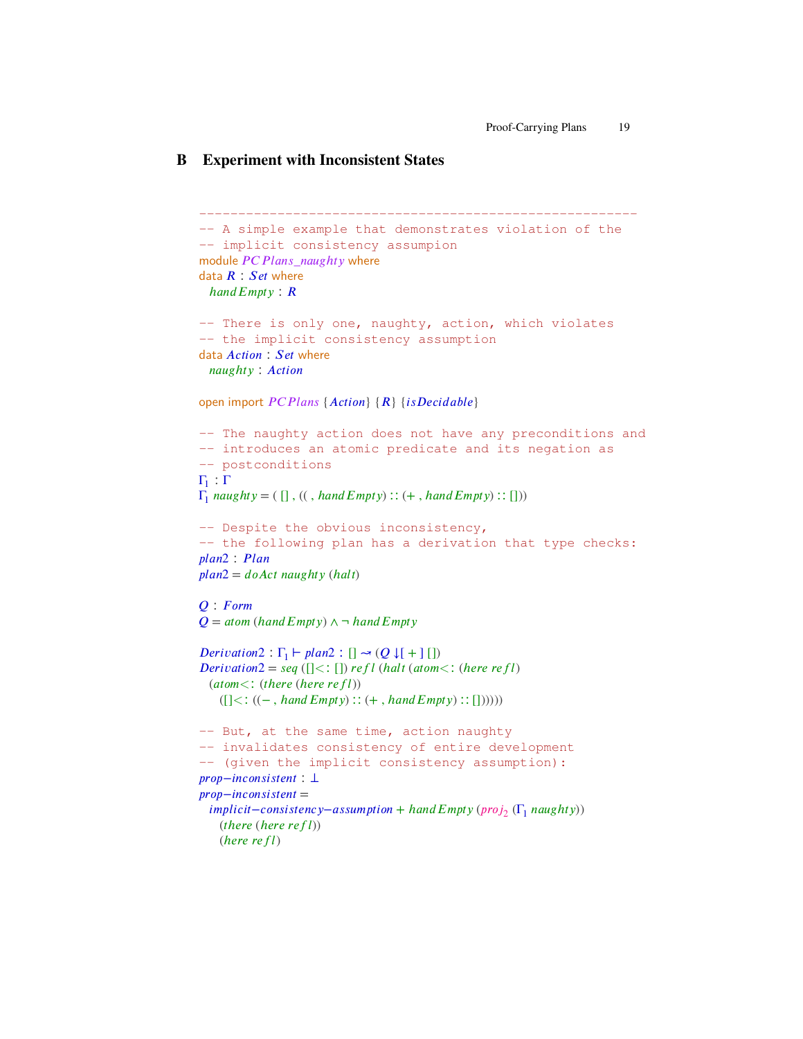## B Experiment with Inconsistent States

```
---------------------------------------------------------
-- A simple example that demonstrates violation of the
-- implicit consistency assumpion
module PCPlans_naughty where
data R : Set where
  handEmpty : R

-- There is only one, naughty, action, which violates
-- the implicit consistency assumption
data Action : Set where
  naughty : Action

open import PCPlans {Action} {R} {isDecidable}

-- The naughty action does not have any preconditions and
-- introduces an atomic predicate and its negation as
-- postconditions
Γ₁ : Γ
Γ₁ naughty = ( [] , (( , handEmpty) :: (+ , handEmpty) :: []))

-- Despite the obvious inconsistency,
-- the following plan has a derivation that type checks:
plan2 : Plan
plan2 = doAct naughty (halt)

Q : Form
Q = atom (handEmpty) ∧ ¬ handEmpty

Derivation2 : Γ₁ ⊢ plan2 : [] ⤳ (Q ↓[ + ] [])
Derivation2 = seq ([]<: []) refl (halt (atom<: (here refl)
  (atom<: (there (here refl))
    ([]<: ((− , handEmpty) :: (+ , handEmpty) :: [])))))

-- But, at the same time, action naughty
-- invalidates consistency of entire development
-- (given the implicit consistency assumption):
prop−inconsistent : ⊥
prop−inconsistent =
  implicit−consistency−assumption + handEmpty (proj₂ (Γ₁ naughty))
    (there (here refl))
    (here refl)
```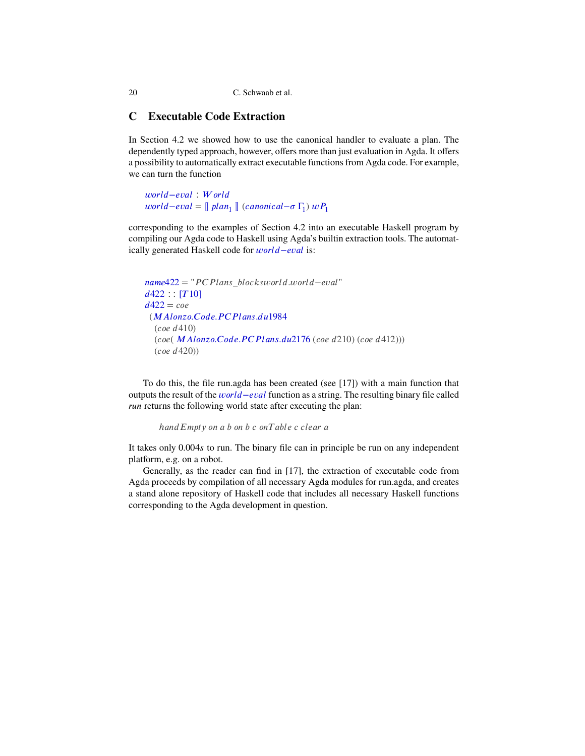## C Executable Code Extraction

In Section 4.2 we showed how to use the canonical handler to evaluate a plan. The dependently typed approach, however, offers more than just evaluation in Agda. It offers a possibility to automatically extract executable functions from Agda code. For example, we can turn the function

```
world-eval : World
world-eval = ⟦ plan₁ ⟧ (canonical-σ Γ₁) wP₁
```

corresponding to the examples of Section 4.2 into an executable Haskell program by compiling our Agda code to Haskell using Agda's builtin extraction tools. The automatically generated Haskell code for *world−eval* is:

```
name422 = "PCPlans_blocksworld.world-eval"
d422 :: [T10]
d422 = coe
  (MAlonzo.Code.PCPlans.du1984
   (coe d410)
   (coe( MAlonzo.Code.PCPlans.du2176 (coe d210) (coe d412)))
   (coe d420))
```

To do this, the file run.agda has been created (see [17]) with a main function that outputs the result of the *world−eval* function as a string. The resulting binary file called ***run*** returns the following world state after executing the plan:

```
handEmpty on a b on b c onTable c clear a
```

It takes only $0.004s$ to run. The binary file can in principle be run on any independent platform, e.g. on a robot.

Generally, as the reader can find in [17], the extraction of executable code from Agda proceeds by compilation of all necessary Agda modules for run.agda, and creates a stand alone repository of Haskell code that includes all necessary Haskell functions corresponding to the Agda development in question.